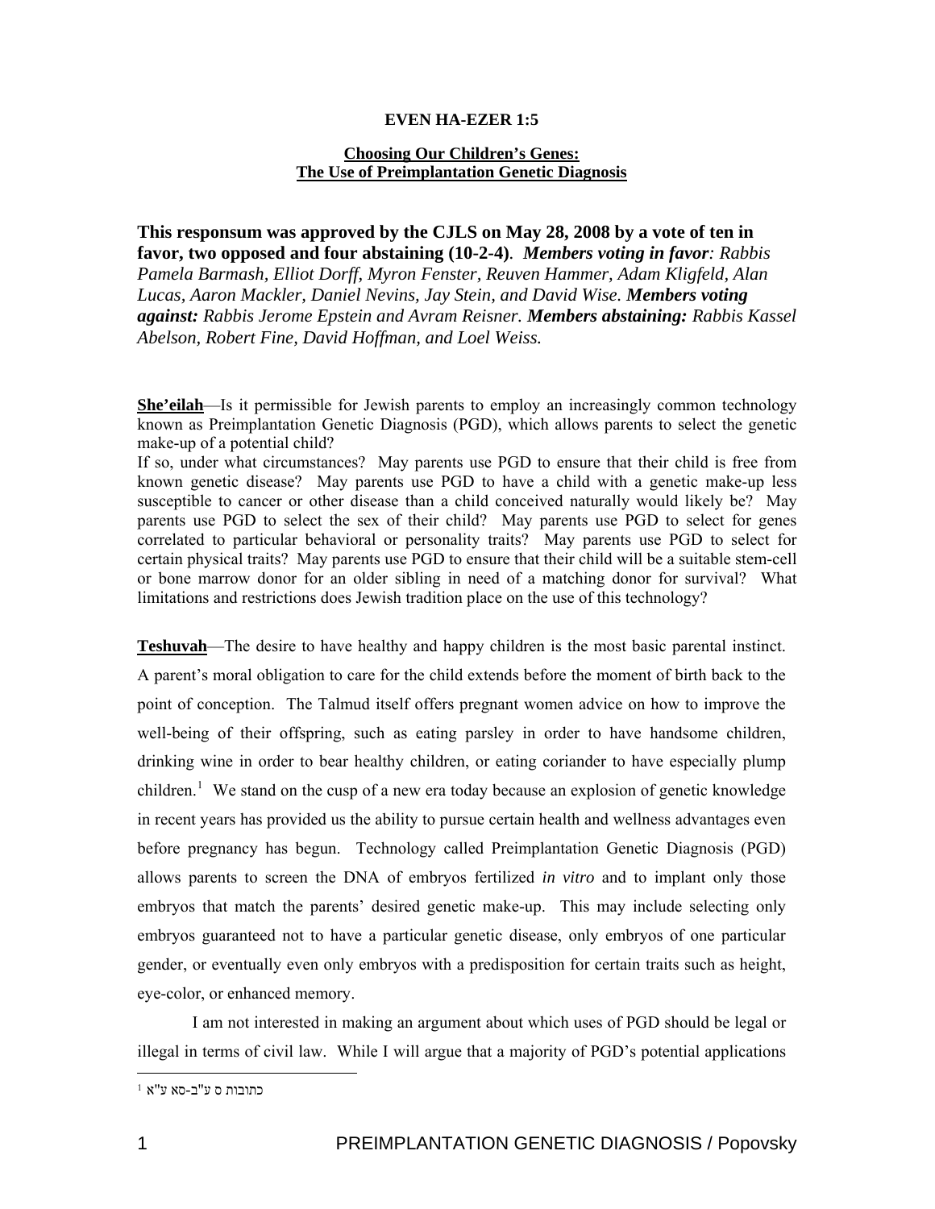**EVEN HA-EZER 1:5**

**Choosing Our Children's Genes:**
**The Use of Preimplantation Genetic Diagnosis**

**This responsum was approved by the CJLS on May 28, 2008 by a vote of ten in favor, two opposed and four abstaining (10-2-4).** ***Members voting in favor****: Rabbis Pamela Barmash, Elliot Dorff, Myron Fenster, Reuven Hammer, Adam Kligfeld, Alan Lucas, Aaron Mackler, Daniel Nevins, Jay Stein, and David Wise.* ***Members voting against:*** *Rabbis Jerome Epstein and Avram Reisner.* ***Members abstaining:*** *Rabbis Kassel Abelson, Robert Fine, David Hoffman, and Loel Weiss.*

**She'eilah**—Is it permissible for Jewish parents to employ an increasingly common technology known as Preimplantation Genetic Diagnosis (PGD), which allows parents to select the genetic make-up of a potential child?

If so, under what circumstances? May parents use PGD to ensure that their child is free from known genetic disease? May parents use PGD to have a child with a genetic make-up less susceptible to cancer or other disease than a child conceived naturally would likely be? May parents use PGD to select the sex of their child? May parents use PGD to select for genes correlated to particular behavioral or personality traits? May parents use PGD to select for certain physical traits? May parents use PGD to ensure that their child will be a suitable stem-cell or bone marrow donor for an older sibling in need of a matching donor for survival? What limitations and restrictions does Jewish tradition place on the use of this technology?

**Teshuvah**—The desire to have healthy and happy children is the most basic parental instinct. A parent's moral obligation to care for the child extends before the moment of birth back to the point of conception. The Talmud itself offers pregnant women advice on how to improve the well-being of their offspring, such as eating parsley in order to have handsome children, drinking wine in order to bear healthy children, or eating coriander to have especially plump children.[1] We stand on the cusp of a new era today because an explosion of genetic knowledge in recent years has provided us the ability to pursue certain health and wellness advantages even before pregnancy has begun. Technology called Preimplantation Genetic Diagnosis (PGD) allows parents to screen the DNA of embryos fertilized *in vitro* and to implant only those embryos that match the parents' desired genetic make-up. This may include selecting only embryos guaranteed not to have a particular genetic disease, only embryos of one particular gender, or eventually even only embryos with a predisposition for certain traits such as height, eye-color, or enhanced memory.

I am not interested in making an argument about which uses of PGD should be legal or illegal in terms of civil law. While I will argue that a majority of PGD's potential applications

[1] כתובות ס ע"ב-סא ע"א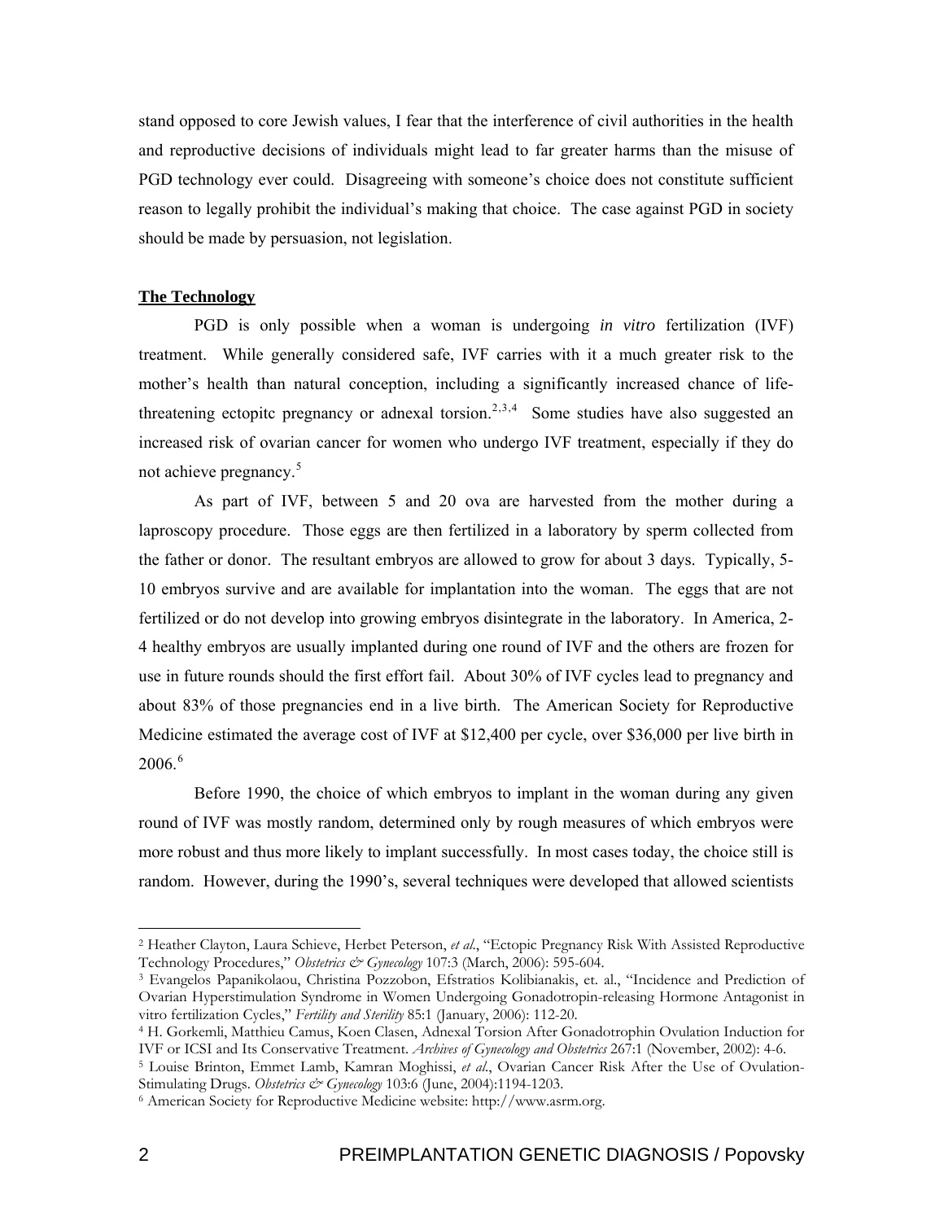stand opposed to core Jewish values, I fear that the interference of civil authorities in the health and reproductive decisions of individuals might lead to far greater harms than the misuse of PGD technology ever could. Disagreeing with someone's choice does not constitute sufficient reason to legally prohibit the individual's making that choice. The case against PGD in society should be made by persuasion, not legislation.

**The Technology**

PGD is only possible when a woman is undergoing *in vitro* fertilization (IVF) treatment. While generally considered safe, IVF carries with it a much greater risk to the mother's health than natural conception, including a significantly increased chance of life-threatening ectopitc pregnancy or adnexal torsion.[2,3,4] Some studies have also suggested an increased risk of ovarian cancer for women who undergo IVF treatment, especially if they do not achieve pregnancy.[5]

As part of IVF, between 5 and 20 ova are harvested from the mother during a laproscopy procedure. Those eggs are then fertilized in a laboratory by sperm collected from the father or donor. The resultant embryos are allowed to grow for about 3 days. Typically, 5-10 embryos survive and are available for implantation into the woman. The eggs that are not fertilized or do not develop into growing embryos disintegrate in the laboratory. In America, 2-4 healthy embryos are usually implanted during one round of IVF and the others are frozen for use in future rounds should the first effort fail. About 30% of IVF cycles lead to pregnancy and about 83% of those pregnancies end in a live birth. The American Society for Reproductive Medicine estimated the average cost of IVF at $12,400 per cycle, over $36,000 per live birth in 2006.[6]

Before 1990, the choice of which embryos to implant in the woman during any given round of IVF was mostly random, determined only by rough measures of which embryos were more robust and thus more likely to implant successfully. In most cases today, the choice still is random. However, during the 1990's, several techniques were developed that allowed scientists

---

[2] Heather Clayton, Laura Schieve, Herbet Peterson, *et al.*, "Ectopic Pregnancy Risk With Assisted Reproductive Technology Procedures," *Obstetrics & Gynecology* 107:3 (March, 2006): 595-604.

[3] Evangelos Papanikolaou, Christina Pozzobon, Efstratios Kolibianakis, et. al., "Incidence and Prediction of Ovarian Hyperstimulation Syndrome in Women Undergoing Gonadotropin-releasing Hormone Antagonist in vitro fertilization Cycles," *Fertility and Sterility* 85:1 (January, 2006): 112-20.

[4] H. Gorkemli, Matthieu Camus, Koen Clasen, Adnexal Torsion After Gonadotrophin Ovulation Induction for IVF or ICSI and Its Conservative Treatment. *Archives of Gynecology and Obstetrics* 267:1 (November, 2002): 4-6.

[5] Louise Brinton, Emmet Lamb, Kamran Moghissi, *et al.*, Ovarian Cancer Risk After the Use of Ovulation-Stimulating Drugs. *Obstetrics & Gynecology* 103:6 (June, 2004):1194-1203.

[6] American Society for Reproductive Medicine website: http://www.asrm.org.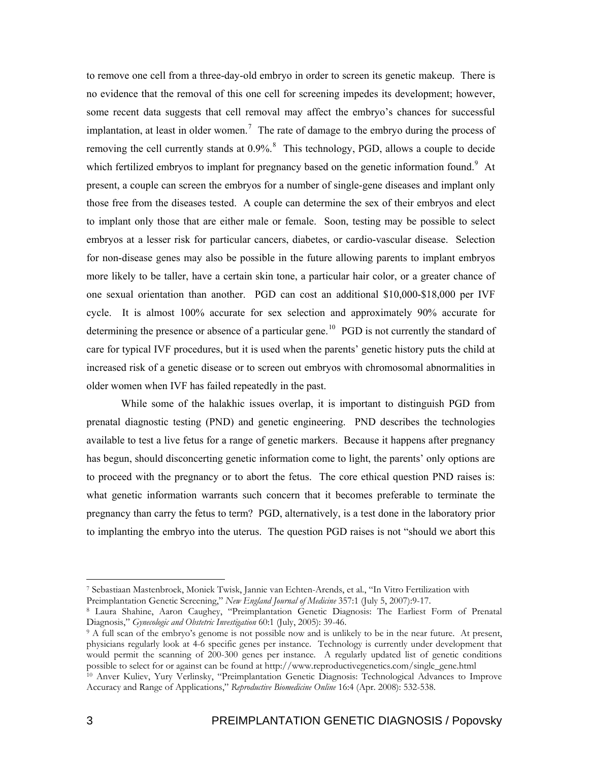to remove one cell from a three-day-old embryo in order to screen its genetic makeup. There is no evidence that the removal of this one cell for screening impedes its development; however, some recent data suggests that cell removal may affect the embryo's chances for successful implantation, at least in older women.[7] The rate of damage to the embryo during the process of removing the cell currently stands at 0.9%.[8] This technology, PGD, allows a couple to decide which fertilized embryos to implant for pregnancy based on the genetic information found.[9] At present, a couple can screen the embryos for a number of single-gene diseases and implant only those free from the diseases tested. A couple can determine the sex of their embryos and elect to implant only those that are either male or female. Soon, testing may be possible to select embryos at a lesser risk for particular cancers, diabetes, or cardio-vascular disease. Selection for non-disease genes may also be possible in the future allowing parents to implant embryos more likely to be taller, have a certain skin tone, a particular hair color, or a greater chance of one sexual orientation than another. PGD can cost an additional $10,000-$18,000 per IVF cycle. It is almost 100% accurate for sex selection and approximately 90% accurate for determining the presence or absence of a particular gene.[10] PGD is not currently the standard of care for typical IVF procedures, but it is used when the parents' genetic history puts the child at increased risk of a genetic disease or to screen out embryos with chromosomal abnormalities in older women when IVF has failed repeatedly in the past.

While some of the halakhic issues overlap, it is important to distinguish PGD from prenatal diagnostic testing (PND) and genetic engineering. PND describes the technologies available to test a live fetus for a range of genetic markers. Because it happens after pregnancy has begun, should disconcerting genetic information come to light, the parents' only options are to proceed with the pregnancy or to abort the fetus. The core ethical question PND raises is: what genetic information warrants such concern that it becomes preferable to terminate the pregnancy than carry the fetus to term? PGD, alternatively, is a test done in the laboratory prior to implanting the embryo into the uterus. The question PGD raises is not "should we abort this

---

[7] Sebastiaan Mastenbroek, Moniek Twisk, Jannie van Echten-Arends, et al., "In Vitro Fertilization with Preimplantation Genetic Screening," *New England Journal of Medicine* 357:1 (July 5, 2007):9-17.

[8] Laura Shahine, Aaron Caughey, "Preimplantation Genetic Diagnosis: The Earliest Form of Prenatal Diagnosis," *Gynecologic and Obstetric Investigation* 60:1 (July, 2005): 39-46.

[9] A full scan of the embryo's genome is not possible now and is unlikely to be in the near future. At present, physicians regularly look at 4-6 specific genes per instance. Technology is currently under development that would permit the scanning of 200-300 genes per instance. A regularly updated list of genetic conditions possible to select for or against can be found at http://www.reproductivegenetics.com/single_gene.html

[10] Anver Kuliev, Yury Verlinsky, "Preimplantation Genetic Diagnosis: Technological Advances to Improve Accuracy and Range of Applications," *Reproductive Biomedicine Online* 16:4 (Apr. 2008): 532-538.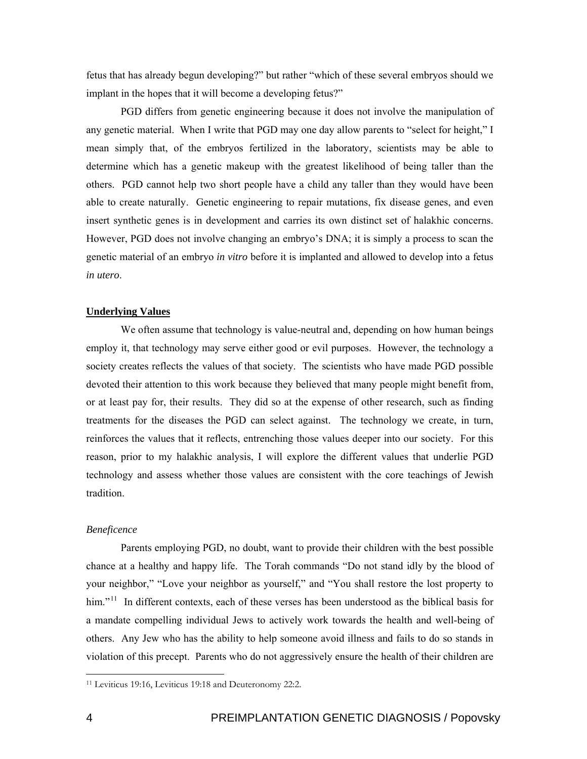fetus that has already begun developing?" but rather "which of these several embryos should we implant in the hopes that it will become a developing fetus?"

PGD differs from genetic engineering because it does not involve the manipulation of any genetic material. When I write that PGD may one day allow parents to "select for height," I mean simply that, of the embryos fertilized in the laboratory, scientists may be able to determine which has a genetic makeup with the greatest likelihood of being taller than the others. PGD cannot help two short people have a child any taller than they would have been able to create naturally. Genetic engineering to repair mutations, fix disease genes, and even insert synthetic genes is in development and carries its own distinct set of halakhic concerns. However, PGD does not involve changing an embryo's DNA; it is simply a process to scan the genetic material of an embryo *in vitro* before it is implanted and allowed to develop into a fetus *in utero*.

**Underlying Values**

We often assume that technology is value-neutral and, depending on how human beings employ it, that technology may serve either good or evil purposes. However, the technology a society creates reflects the values of that society. The scientists who have made PGD possible devoted their attention to this work because they believed that many people might benefit from, or at least pay for, their results. They did so at the expense of other research, such as finding treatments for the diseases the PGD can select against. The technology we create, in turn, reinforces the values that it reflects, entrenching those values deeper into our society. For this reason, prior to my halakhic analysis, I will explore the different values that underlie PGD technology and assess whether those values are consistent with the core teachings of Jewish tradition.

*Beneficence*

Parents employing PGD, no doubt, want to provide their children with the best possible chance at a healthy and happy life. The Torah commands "Do not stand idly by the blood of your neighbor," "Love your neighbor as yourself," and "You shall restore the lost property to him."[11] In different contexts, each of these verses has been understood as the biblical basis for a mandate compelling individual Jews to actively work towards the health and well-being of others. Any Jew who has the ability to help someone avoid illness and fails to do so stands in violation of this precept. Parents who do not aggressively ensure the health of their children are

[11] Leviticus 19:16, Leviticus 19:18 and Deuteronomy 22:2.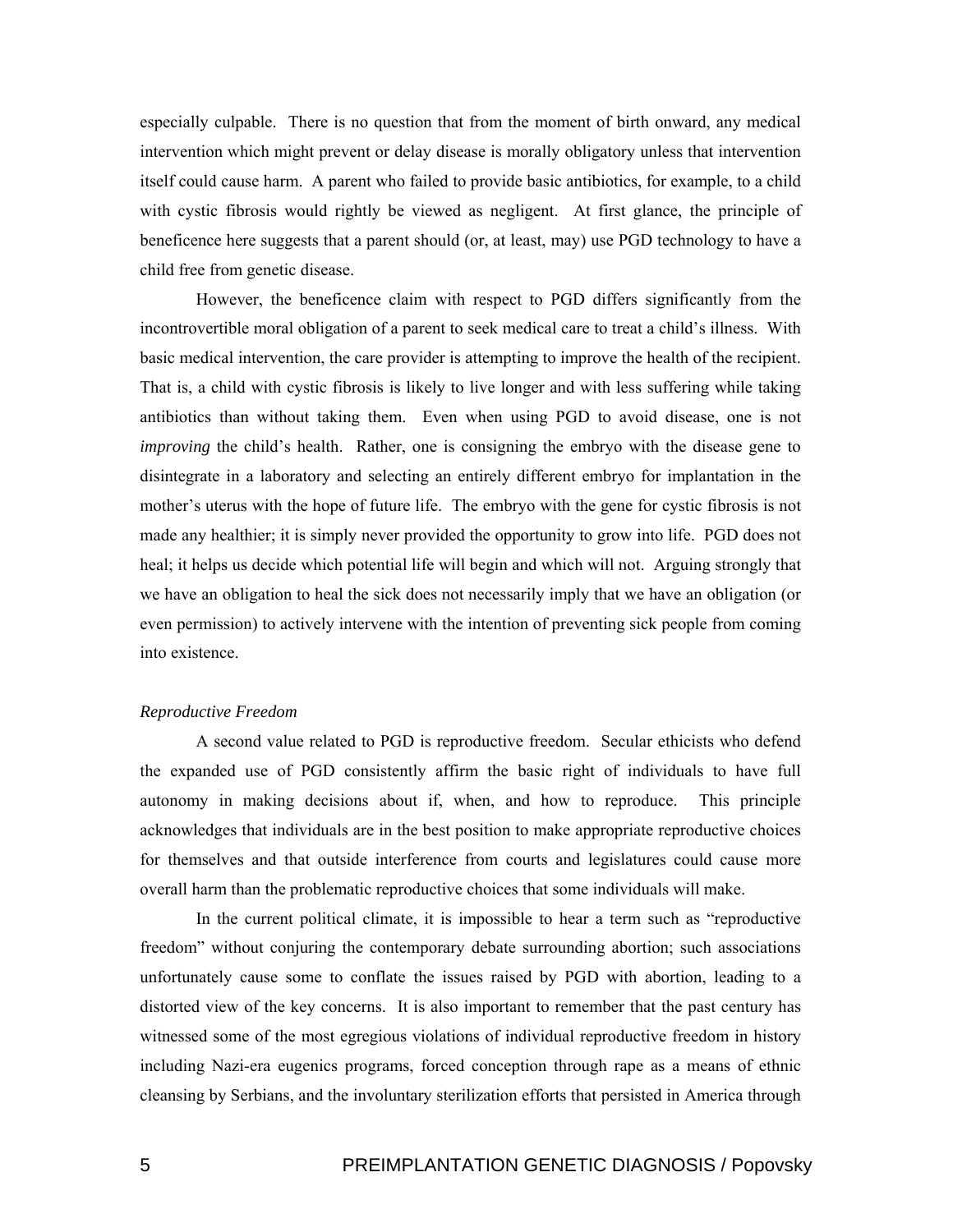especially culpable. There is no question that from the moment of birth onward, any medical intervention which might prevent or delay disease is morally obligatory unless that intervention itself could cause harm. A parent who failed to provide basic antibiotics, for example, to a child with cystic fibrosis would rightly be viewed as negligent. At first glance, the principle of beneficence here suggests that a parent should (or, at least, may) use PGD technology to have a child free from genetic disease.

However, the beneficence claim with respect to PGD differs significantly from the incontrovertible moral obligation of a parent to seek medical care to treat a child's illness. With basic medical intervention, the care provider is attempting to improve the health of the recipient. That is, a child with cystic fibrosis is likely to live longer and with less suffering while taking antibiotics than without taking them. Even when using PGD to avoid disease, one is not *improving* the child's health. Rather, one is consigning the embryo with the disease gene to disintegrate in a laboratory and selecting an entirely different embryo for implantation in the mother's uterus with the hope of future life. The embryo with the gene for cystic fibrosis is not made any healthier; it is simply never provided the opportunity to grow into life. PGD does not heal; it helps us decide which potential life will begin and which will not. Arguing strongly that we have an obligation to heal the sick does not necessarily imply that we have an obligation (or even permission) to actively intervene with the intention of preventing sick people from coming into existence.

*Reproductive Freedom*

A second value related to PGD is reproductive freedom. Secular ethicists who defend the expanded use of PGD consistently affirm the basic right of individuals to have full autonomy in making decisions about if, when, and how to reproduce. This principle acknowledges that individuals are in the best position to make appropriate reproductive choices for themselves and that outside interference from courts and legislatures could cause more overall harm than the problematic reproductive choices that some individuals will make.

In the current political climate, it is impossible to hear a term such as "reproductive freedom" without conjuring the contemporary debate surrounding abortion; such associations unfortunately cause some to conflate the issues raised by PGD with abortion, leading to a distorted view of the key concerns. It is also important to remember that the past century has witnessed some of the most egregious violations of individual reproductive freedom in history including Nazi-era eugenics programs, forced conception through rape as a means of ethnic cleansing by Serbians, and the involuntary sterilization efforts that persisted in America through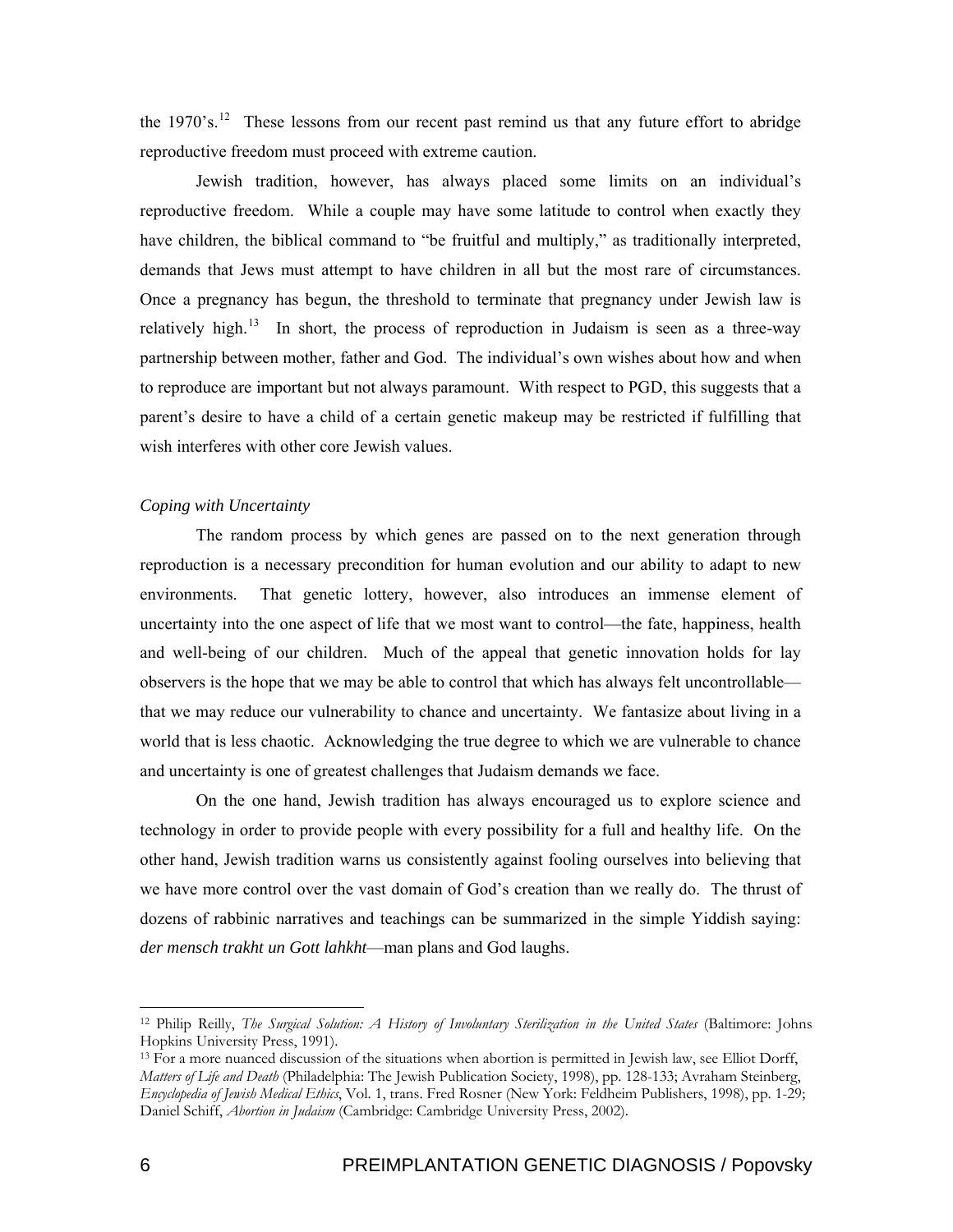the 1970's.[12] These lessons from our recent past remind us that any future effort to abridge reproductive freedom must proceed with extreme caution.

Jewish tradition, however, has always placed some limits on an individual's reproductive freedom. While a couple may have some latitude to control when exactly they have children, the biblical command to "be fruitful and multiply," as traditionally interpreted, demands that Jews must attempt to have children in all but the most rare of circumstances. Once a pregnancy has begun, the threshold to terminate that pregnancy under Jewish law is relatively high.[13] In short, the process of reproduction in Judaism is seen as a three-way partnership between mother, father and God. The individual's own wishes about how and when to reproduce are important but not always paramount. With respect to PGD, this suggests that a parent's desire to have a child of a certain genetic makeup may be restricted if fulfilling that wish interferes with other core Jewish values.

*Coping with Uncertainty*

The random process by which genes are passed on to the next generation through reproduction is a necessary precondition for human evolution and our ability to adapt to new environments. That genetic lottery, however, also introduces an immense element of uncertainty into the one aspect of life that we most want to control—the fate, happiness, health and well-being of our children. Much of the appeal that genetic innovation holds for lay observers is the hope that we may be able to control that which has always felt uncontrollable—that we may reduce our vulnerability to chance and uncertainty. We fantasize about living in a world that is less chaotic. Acknowledging the true degree to which we are vulnerable to chance and uncertainty is one of greatest challenges that Judaism demands we face.

On the one hand, Jewish tradition has always encouraged us to explore science and technology in order to provide people with every possibility for a full and healthy life. On the other hand, Jewish tradition warns us consistently against fooling ourselves into believing that we have more control over the vast domain of God's creation than we really do. The thrust of dozens of rabbinic narratives and teachings can be summarized in the simple Yiddish saying: *der mensch trakht un Gott lahkht*—man plans and God laughs.

---

[12] Philip Reilly, *The Surgical Solution: A History of Involuntary Sterilization in the United States* (Baltimore: Johns Hopkins University Press, 1991).

[13] For a more nuanced discussion of the situations when abortion is permitted in Jewish law, see Elliot Dorff, *Matters of Life and Death* (Philadelphia: The Jewish Publication Society, 1998), pp. 128-133; Avraham Steinberg, *Encyclopedia of Jewish Medical Ethics*, Vol. 1, trans. Fred Rosner (New York: Feldheim Publishers, 1998), pp. 1-29; Daniel Schiff, *Abortion in Judaism* (Cambridge: Cambridge University Press, 2002).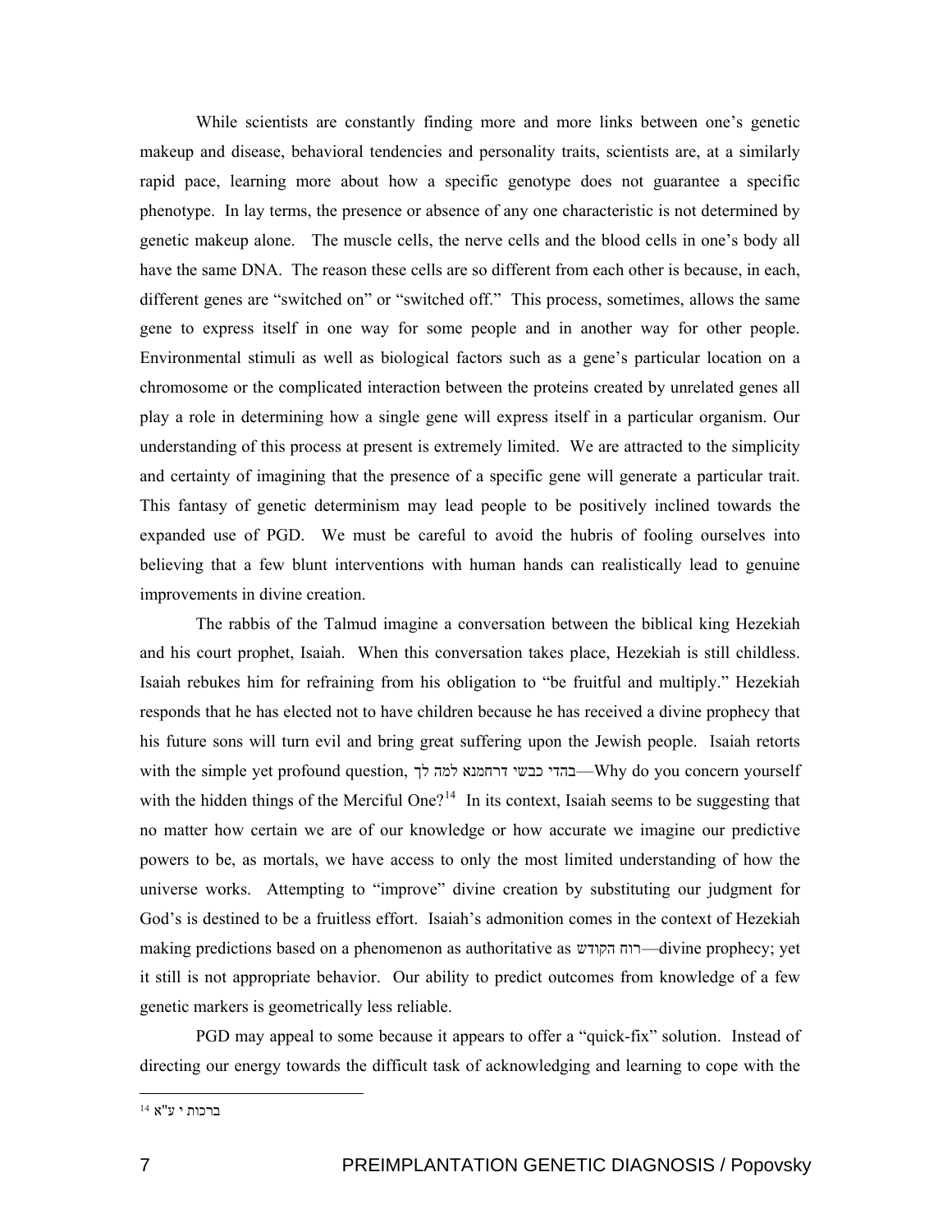While scientists are constantly finding more and more links between one's genetic makeup and disease, behavioral tendencies and personality traits, scientists are, at a similarly rapid pace, learning more about how a specific genotype does not guarantee a specific phenotype. In lay terms, the presence or absence of any one characteristic is not determined by genetic makeup alone. The muscle cells, the nerve cells and the blood cells in one's body all have the same DNA. The reason these cells are so different from each other is because, in each, different genes are "switched on" or "switched off." This process, sometimes, allows the same gene to express itself in one way for some people and in another way for other people. Environmental stimuli as well as biological factors such as a gene's particular location on a chromosome or the complicated interaction between the proteins created by unrelated genes all play a role in determining how a single gene will express itself in a particular organism. Our understanding of this process at present is extremely limited. We are attracted to the simplicity and certainty of imagining that the presence of a specific gene will generate a particular trait. This fantasy of genetic determinism may lead people to be positively inclined towards the expanded use of PGD. We must be careful to avoid the hubris of fooling ourselves into believing that a few blunt interventions with human hands can realistically lead to genuine improvements in divine creation.

The rabbis of the Talmud imagine a conversation between the biblical king Hezekiah and his court prophet, Isaiah. When this conversation takes place, Hezekiah is still childless. Isaiah rebukes him for refraining from his obligation to "be fruitful and multiply." Hezekiah responds that he has elected not to have children because he has received a divine prophecy that his future sons will turn evil and bring great suffering upon the Jewish people. Isaiah retorts with the simple yet profound question, בהדי כבשי דרחמנא למה לך—Why do you concern yourself with the hidden things of the Merciful One?[14] In its context, Isaiah seems to be suggesting that no matter how certain we are of our knowledge or how accurate we imagine our predictive powers to be, as mortals, we have access to only the most limited understanding of how the universe works. Attempting to "improve" divine creation by substituting our judgment for God's is destined to be a fruitless effort. Isaiah's admonition comes in the context of Hezekiah making predictions based on a phenomenon as authoritative as רוח הקודש—divine prophecy; yet it still is not appropriate behavior. Our ability to predict outcomes from knowledge of a few genetic markers is geometrically less reliable.

PGD may appeal to some because it appears to offer a "quick-fix" solution. Instead of directing our energy towards the difficult task of acknowledging and learning to cope with the

---

[14] ברכות י ע"א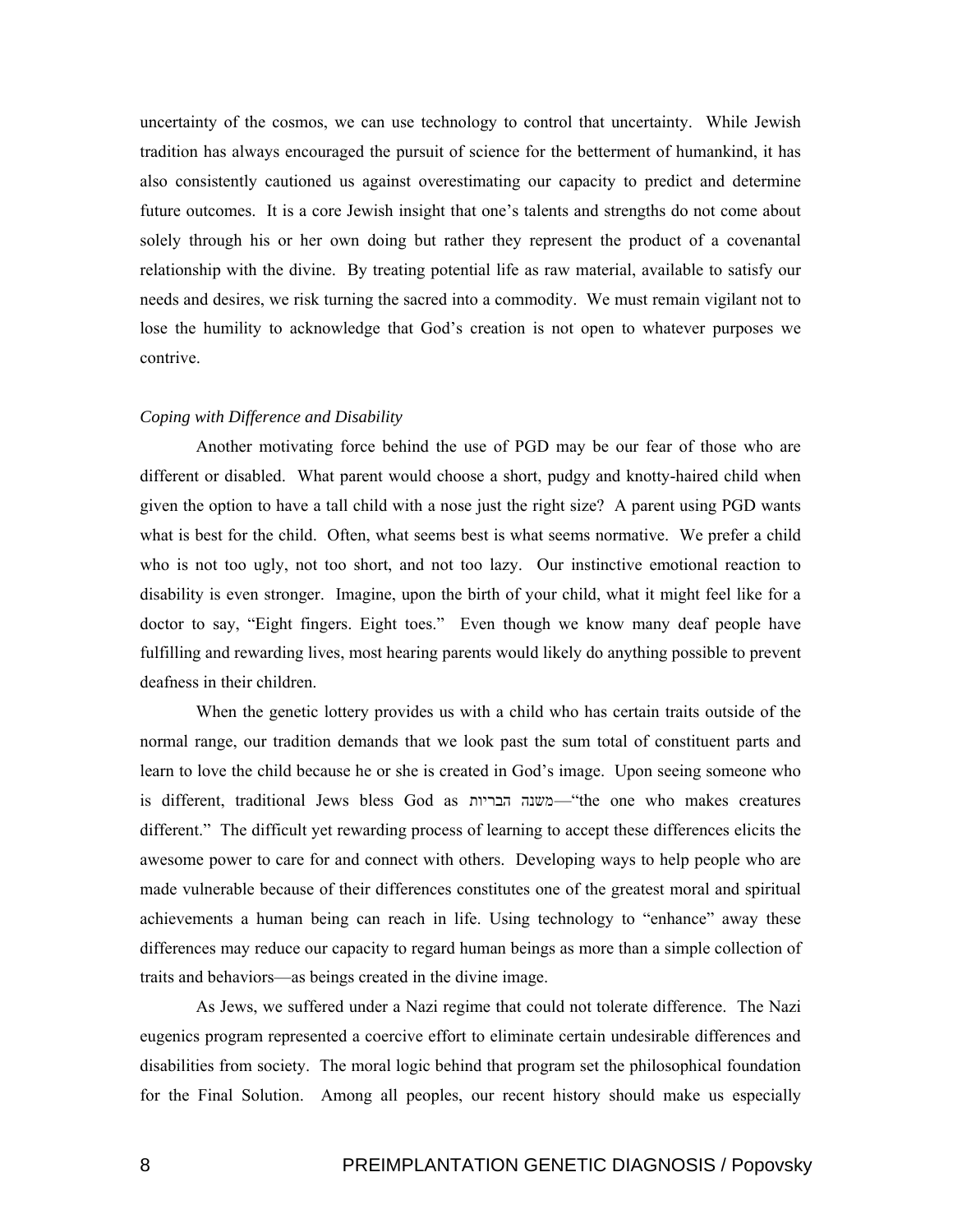uncertainty of the cosmos, we can use technology to control that uncertainty. While Jewish tradition has always encouraged the pursuit of science for the betterment of humankind, it has also consistently cautioned us against overestimating our capacity to predict and determine future outcomes. It is a core Jewish insight that one's talents and strengths do not come about solely through his or her own doing but rather they represent the product of a covenantal relationship with the divine. By treating potential life as raw material, available to satisfy our needs and desires, we risk turning the sacred into a commodity. We must remain vigilant not to lose the humility to acknowledge that God's creation is not open to whatever purposes we contrive.

*Coping with Difference and Disability*

Another motivating force behind the use of PGD may be our fear of those who are different or disabled. What parent would choose a short, pudgy and knotty-haired child when given the option to have a tall child with a nose just the right size? A parent using PGD wants what is best for the child. Often, what seems best is what seems normative. We prefer a child who is not too ugly, not too short, and not too lazy. Our instinctive emotional reaction to disability is even stronger. Imagine, upon the birth of your child, what it might feel like for a doctor to say, "Eight fingers. Eight toes." Even though we know many deaf people have fulfilling and rewarding lives, most hearing parents would likely do anything possible to prevent deafness in their children.

When the genetic lottery provides us with a child who has certain traits outside of the normal range, our tradition demands that we look past the sum total of constituent parts and learn to love the child because he or she is created in God's image. Upon seeing someone who is different, traditional Jews bless God as משנה הבריות—"the one who makes creatures different." The difficult yet rewarding process of learning to accept these differences elicits the awesome power to care for and connect with others. Developing ways to help people who are made vulnerable because of their differences constitutes one of the greatest moral and spiritual achievements a human being can reach in life. Using technology to "enhance" away these differences may reduce our capacity to regard human beings as more than a simple collection of traits and behaviors—as beings created in the divine image.

As Jews, we suffered under a Nazi regime that could not tolerate difference. The Nazi eugenics program represented a coercive effort to eliminate certain undesirable differences and disabilities from society. The moral logic behind that program set the philosophical foundation for the Final Solution. Among all peoples, our recent history should make us especially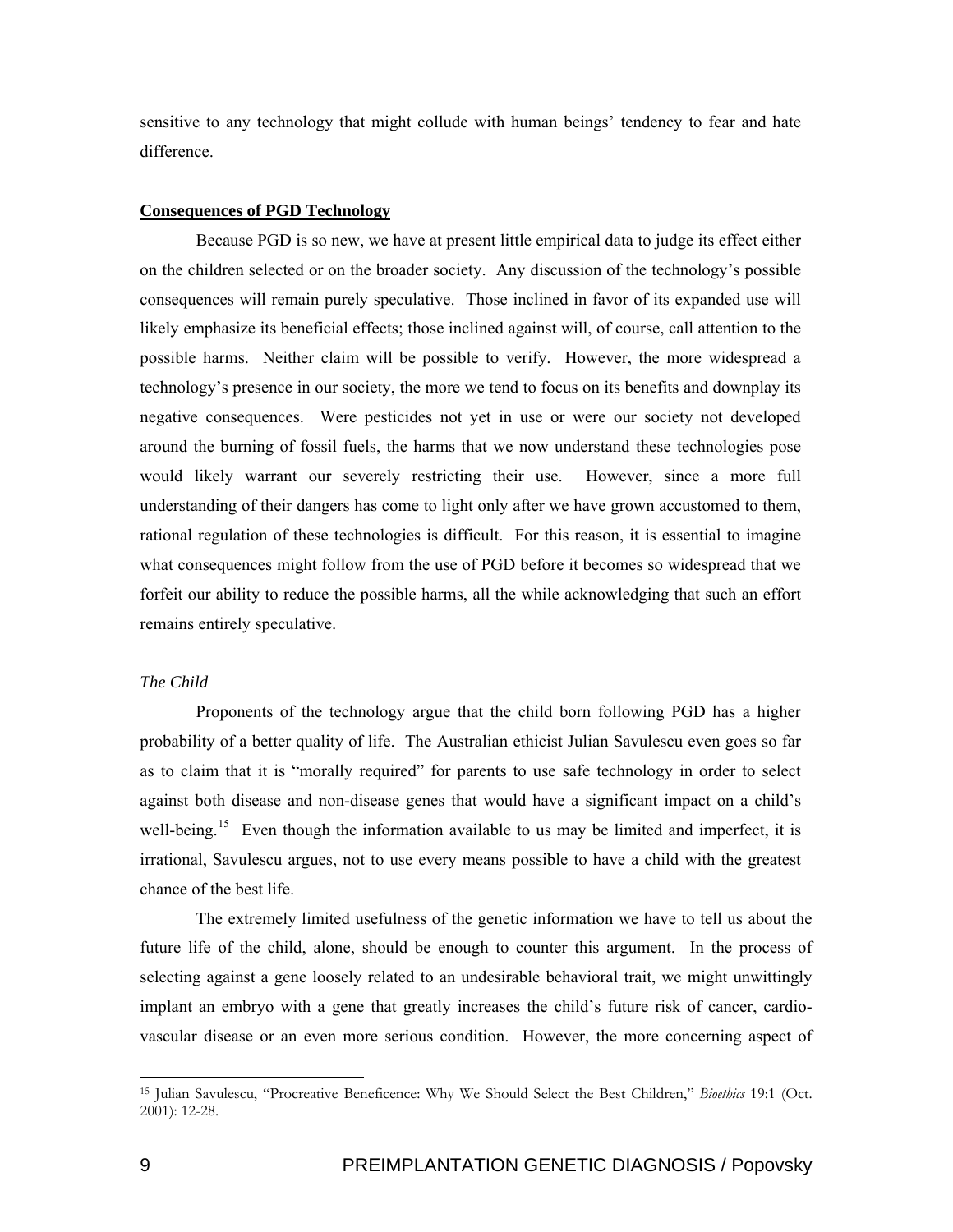sensitive to any technology that might collude with human beings' tendency to fear and hate difference.

**Consequences of PGD Technology**

Because PGD is so new, we have at present little empirical data to judge its effect either on the children selected or on the broader society. Any discussion of the technology's possible consequences will remain purely speculative. Those inclined in favor of its expanded use will likely emphasize its beneficial effects; those inclined against will, of course, call attention to the possible harms. Neither claim will be possible to verify. However, the more widespread a technology's presence in our society, the more we tend to focus on its benefits and downplay its negative consequences. Were pesticides not yet in use or were our society not developed around the burning of fossil fuels, the harms that we now understand these technologies pose would likely warrant our severely restricting their use. However, since a more full understanding of their dangers has come to light only after we have grown accustomed to them, rational regulation of these technologies is difficult. For this reason, it is essential to imagine what consequences might follow from the use of PGD before it becomes so widespread that we forfeit our ability to reduce the possible harms, all the while acknowledging that such an effort remains entirely speculative.

*The Child*

Proponents of the technology argue that the child born following PGD has a higher probability of a better quality of life. The Australian ethicist Julian Savulescu even goes so far as to claim that it is "morally required" for parents to use safe technology in order to select against both disease and non-disease genes that would have a significant impact on a child's well-being.[15] Even though the information available to us may be limited and imperfect, it is irrational, Savulescu argues, not to use every means possible to have a child with the greatest chance of the best life.

The extremely limited usefulness of the genetic information we have to tell us about the future life of the child, alone, should be enough to counter this argument. In the process of selecting against a gene loosely related to an undesirable behavioral trait, we might unwittingly implant an embryo with a gene that greatly increases the child's future risk of cancer, cardio-vascular disease or an even more serious condition. However, the more concerning aspect of

[15] Julian Savulescu, "Procreative Beneficence: Why We Should Select the Best Children," *Bioethics* 19:1 (Oct. 2001): 12-28.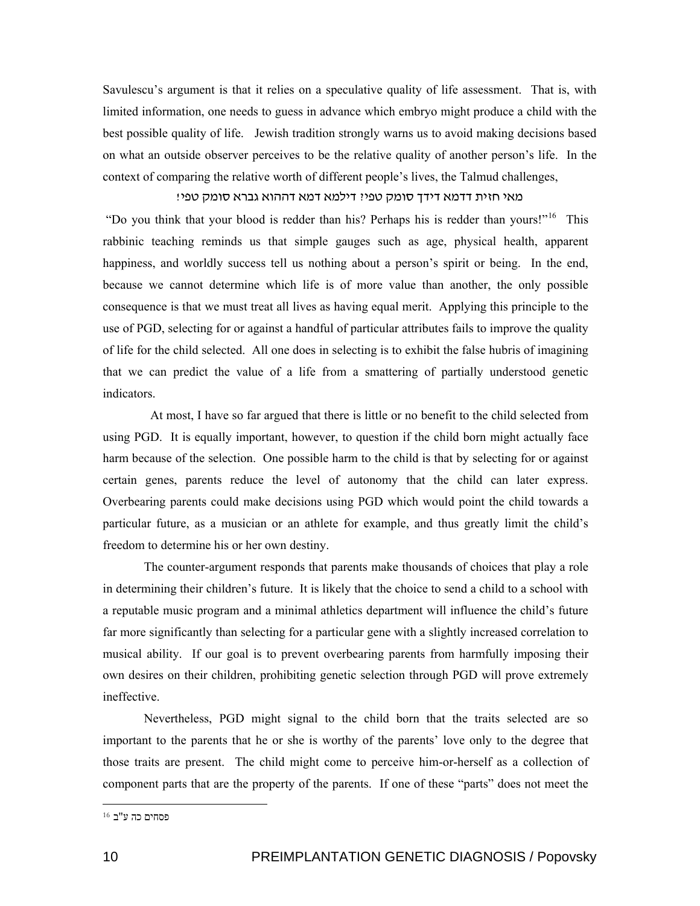Savulescu's argument is that it relies on a speculative quality of life assessment. That is, with limited information, one needs to guess in advance which embryo might produce a child with the best possible quality of life. Jewish tradition strongly warns us to avoid making decisions based on what an outside observer perceives to be the relative quality of another person's life. In the context of comparing the relative worth of different people's lives, the Talmud challenges,

מאי חזית דדמא דידך סומק טפי? דילמא דמא דההוא גברא סומק טפי!

"Do you think that your blood is redder than his? Perhaps his is redder than yours!"[16] This rabbinic teaching reminds us that simple gauges such as age, physical health, apparent happiness, and worldly success tell us nothing about a person's spirit or being. In the end, because we cannot determine which life is of more value than another, the only possible consequence is that we must treat all lives as having equal merit. Applying this principle to the use of PGD, selecting for or against a handful of particular attributes fails to improve the quality of life for the child selected. All one does in selecting is to exhibit the false hubris of imagining that we can predict the value of a life from a smattering of partially understood genetic indicators.

At most, I have so far argued that there is little or no benefit to the child selected from using PGD. It is equally important, however, to question if the child born might actually face harm because of the selection. One possible harm to the child is that by selecting for or against certain genes, parents reduce the level of autonomy that the child can later express. Overbearing parents could make decisions using PGD which would point the child towards a particular future, as a musician or an athlete for example, and thus greatly limit the child's freedom to determine his or her own destiny.

The counter-argument responds that parents make thousands of choices that play a role in determining their children's future. It is likely that the choice to send a child to a school with a reputable music program and a minimal athletics department will influence the child's future far more significantly than selecting for a particular gene with a slightly increased correlation to musical ability. If our goal is to prevent overbearing parents from harmfully imposing their own desires on their children, prohibiting genetic selection through PGD will prove extremely ineffective.

Nevertheless, PGD might signal to the child born that the traits selected are so important to the parents that he or she is worthy of the parents' love only to the degree that those traits are present. The child might come to perceive him-or-herself as a collection of component parts that are the property of the parents. If one of these "parts" does not meet the

---

[16] פסחים כה ע"ב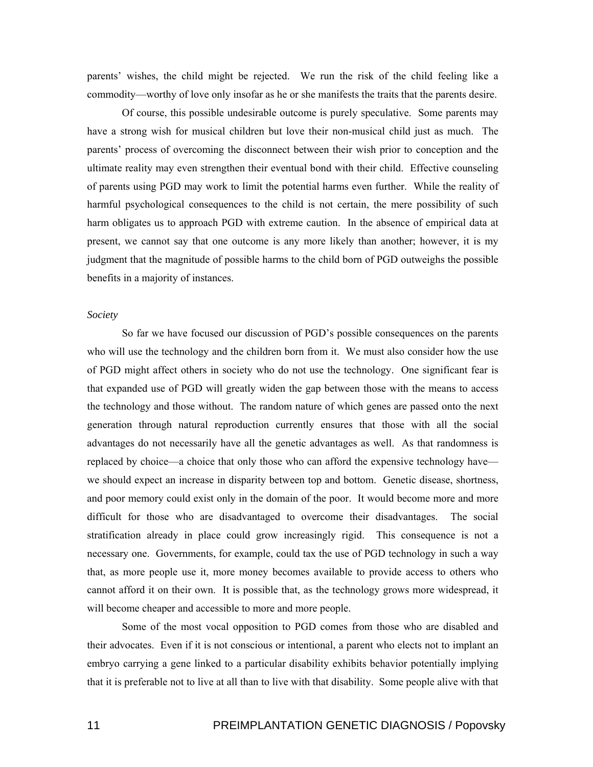parents' wishes, the child might be rejected. We run the risk of the child feeling like a commodity—worthy of love only insofar as he or she manifests the traits that the parents desire.

Of course, this possible undesirable outcome is purely speculative. Some parents may have a strong wish for musical children but love their non-musical child just as much. The parents' process of overcoming the disconnect between their wish prior to conception and the ultimate reality may even strengthen their eventual bond with their child. Effective counseling of parents using PGD may work to limit the potential harms even further. While the reality of harmful psychological consequences to the child is not certain, the mere possibility of such harm obligates us to approach PGD with extreme caution. In the absence of empirical data at present, we cannot say that one outcome is any more likely than another; however, it is my judgment that the magnitude of possible harms to the child born of PGD outweighs the possible benefits in a majority of instances.

*Society*

So far we have focused our discussion of PGD's possible consequences on the parents who will use the technology and the children born from it. We must also consider how the use of PGD might affect others in society who do not use the technology. One significant fear is that expanded use of PGD will greatly widen the gap between those with the means to access the technology and those without. The random nature of which genes are passed onto the next generation through natural reproduction currently ensures that those with all the social advantages do not necessarily have all the genetic advantages as well. As that randomness is replaced by choice—a choice that only those who can afford the expensive technology have—we should expect an increase in disparity between top and bottom. Genetic disease, shortness, and poor memory could exist only in the domain of the poor. It would become more and more difficult for those who are disadvantaged to overcome their disadvantages. The social stratification already in place could grow increasingly rigid. This consequence is not a necessary one. Governments, for example, could tax the use of PGD technology in such a way that, as more people use it, more money becomes available to provide access to others who cannot afford it on their own. It is possible that, as the technology grows more widespread, it will become cheaper and accessible to more and more people.

Some of the most vocal opposition to PGD comes from those who are disabled and their advocates. Even if it is not conscious or intentional, a parent who elects not to implant an embryo carrying a gene linked to a particular disability exhibits behavior potentially implying that it is preferable not to live at all than to live with that disability. Some people alive with that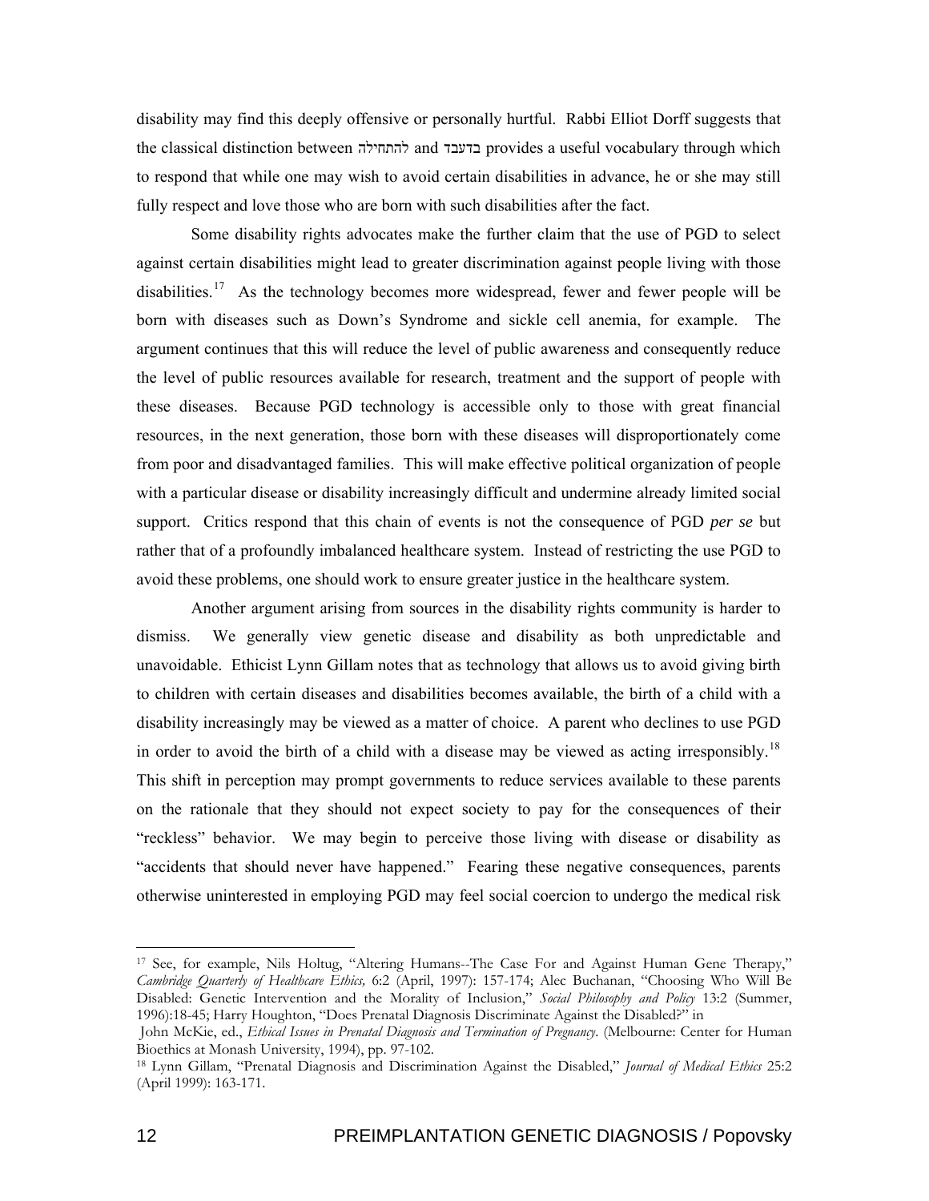disability may find this deeply offensive or personally hurtful. Rabbi Elliot Dorff suggests that the classical distinction between להתחילה and בדעבד provides a useful vocabulary through which to respond that while one may wish to avoid certain disabilities in advance, he or she may still fully respect and love those who are born with such disabilities after the fact.

Some disability rights advocates make the further claim that the use of PGD to select against certain disabilities might lead to greater discrimination against people living with those disabilities.[17] As the technology becomes more widespread, fewer and fewer people will be born with diseases such as Down's Syndrome and sickle cell anemia, for example. The argument continues that this will reduce the level of public awareness and consequently reduce the level of public resources available for research, treatment and the support of people with these diseases. Because PGD technology is accessible only to those with great financial resources, in the next generation, those born with these diseases will disproportionately come from poor and disadvantaged families. This will make effective political organization of people with a particular disease or disability increasingly difficult and undermine already limited social support. Critics respond that this chain of events is not the consequence of PGD *per se* but rather that of a profoundly imbalanced healthcare system. Instead of restricting the use PGD to avoid these problems, one should work to ensure greater justice in the healthcare system.

Another argument arising from sources in the disability rights community is harder to dismiss. We generally view genetic disease and disability as both unpredictable and unavoidable. Ethicist Lynn Gillam notes that as technology that allows us to avoid giving birth to children with certain diseases and disabilities becomes available, the birth of a child with a disability increasingly may be viewed as a matter of choice. A parent who declines to use PGD in order to avoid the birth of a child with a disease may be viewed as acting irresponsibly.[18] This shift in perception may prompt governments to reduce services available to these parents on the rationale that they should not expect society to pay for the consequences of their "reckless" behavior. We may begin to perceive those living with disease or disability as "accidents that should never have happened." Fearing these negative consequences, parents otherwise uninterested in employing PGD may feel social coercion to undergo the medical risk

---

[17] See, for example, Nils Holtug, "Altering Humans--The Case For and Against Human Gene Therapy," *Cambridge Quarterly of Healthcare Ethics,* 6:2 (April, 1997): 157-174; Alec Buchanan, "Choosing Who Will Be Disabled: Genetic Intervention and the Morality of Inclusion," *Social Philosophy and Policy* 13:2 (Summer, 1996):18-45; Harry Houghton, "Does Prenatal Diagnosis Discriminate Against the Disabled?" in John McKie, ed., *Ethical Issues in Prenatal Diagnosis and Termination of Pregnancy*. (Melbourne: Center for Human Bioethics at Monash University, 1994), pp. 97-102.

[18] Lynn Gillam, "Prenatal Diagnosis and Discrimination Against the Disabled," *Journal of Medical Ethics* 25:2 (April 1999): 163-171.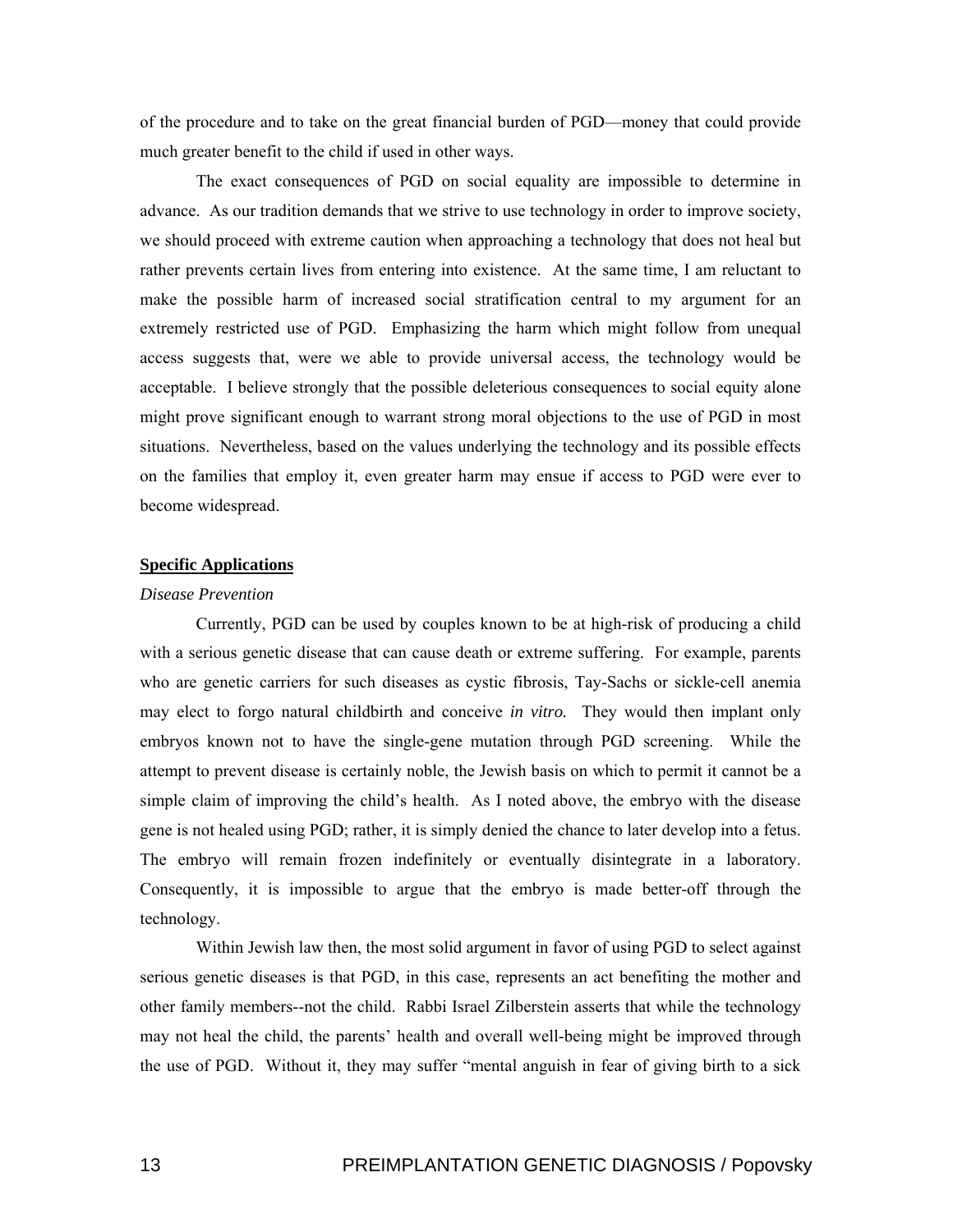of the procedure and to take on the great financial burden of PGD—money that could provide much greater benefit to the child if used in other ways.

The exact consequences of PGD on social equality are impossible to determine in advance. As our tradition demands that we strive to use technology in order to improve society, we should proceed with extreme caution when approaching a technology that does not heal but rather prevents certain lives from entering into existence. At the same time, I am reluctant to make the possible harm of increased social stratification central to my argument for an extremely restricted use of PGD. Emphasizing the harm which might follow from unequal access suggests that, were we able to provide universal access, the technology would be acceptable. I believe strongly that the possible deleterious consequences to social equity alone might prove significant enough to warrant strong moral objections to the use of PGD in most situations. Nevertheless, based on the values underlying the technology and its possible effects on the families that employ it, even greater harm may ensue if access to PGD were ever to become widespread.

## Specific Applications

### *Disease Prevention*

Currently, PGD can be used by couples known to be at high-risk of producing a child with a serious genetic disease that can cause death or extreme suffering. For example, parents who are genetic carriers for such diseases as cystic fibrosis, Tay-Sachs or sickle-cell anemia may elect to forgo natural childbirth and conceive *in vitro.* They would then implant only embryos known not to have the single-gene mutation through PGD screening. While the attempt to prevent disease is certainly noble, the Jewish basis on which to permit it cannot be a simple claim of improving the child's health. As I noted above, the embryo with the disease gene is not healed using PGD; rather, it is simply denied the chance to later develop into a fetus. The embryo will remain frozen indefinitely or eventually disintegrate in a laboratory. Consequently, it is impossible to argue that the embryo is made better-off through the technology.

Within Jewish law then, the most solid argument in favor of using PGD to select against serious genetic diseases is that PGD, in this case, represents an act benefiting the mother and other family members--not the child. Rabbi Israel Zilberstein asserts that while the technology may not heal the child, the parents' health and overall well-being might be improved through the use of PGD. Without it, they may suffer "mental anguish in fear of giving birth to a sick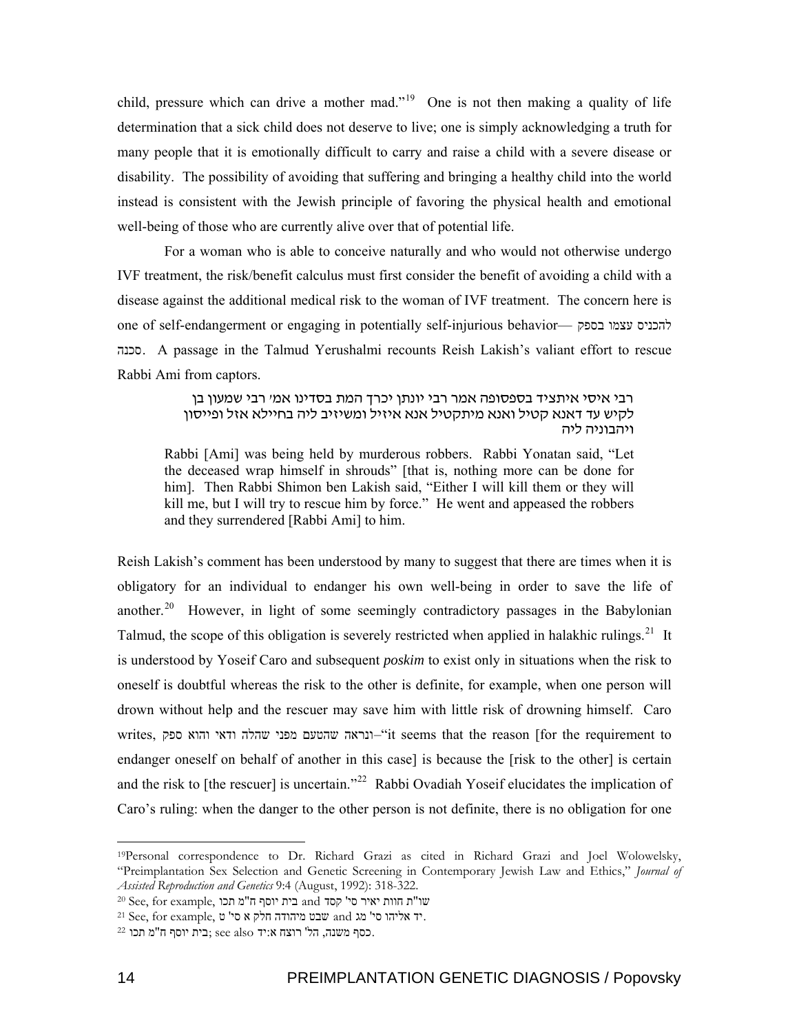child, pressure which can drive a mother mad."[19] One is not then making a quality of life determination that a sick child does not deserve to live; one is simply acknowledging a truth for many people that it is emotionally difficult to carry and raise a child with a severe disease or disability. The possibility of avoiding that suffering and bringing a healthy child into the world instead is consistent with the Jewish principle of favoring the physical health and emotional well-being of those who are currently alive over that of potential life.

For a woman who is able to conceive naturally and who would not otherwise undergo IVF treatment, the risk/benefit calculus must first consider the benefit of avoiding a child with a disease against the additional medical risk to the woman of IVF treatment. The concern here is one of self-endangerment or engaging in potentially self-injurious behavior— להכניס עצמו בספק סכנה. A passage in the Talmud Yerushalmi recounts Reish Lakish's valiant effort to rescue Rabbi Ami from captors.

> רבי איסי איתציד בספסופה אמר רבי יונתן יכרך המת בסדינו אמ׳ רבי שמעון בן לקיש עד דאנא קטיל ואנא מיתקטיל אנא איזיל ומשיזיב ליה בחיילא אזל ופייסון ויהבוניה ליה
>
> Rabbi [Ami] was being held by murderous robbers. Rabbi Yonatan said, "Let the deceased wrap himself in shrouds" [that is, nothing more can be done for him]. Then Rabbi Shimon ben Lakish said, "Either I will kill them or they will kill me, but I will try to rescue him by force." He went and appeased the robbers and they surrendered [Rabbi Ami] to him.

Reish Lakish's comment has been understood by many to suggest that there are times when it is obligatory for an individual to endanger his own well-being in order to save the life of another.[20] However, in light of some seemingly contradictory passages in the Babylonian Talmud, the scope of this obligation is severely restricted when applied in halakhic rulings.[21] It is understood by Yoseif Caro and subsequent *poskim* to exist only in situations when the risk to oneself is doubtful whereas the risk to the other is definite, for example, when one person will drown without help and the rescuer may save him with little risk of drowning himself. Caro writes, ונראה שהטעם מפני שהלה ודאי והוא ספק–"it seems that the reason [for the requirement to endanger oneself on behalf of another in this case] is because the [risk to the other] is certain and the risk to [the rescuer] is uncertain."[22] Rabbi Ovadiah Yoseif elucidates the implication of Caro's ruling: when the danger to the other person is not definite, there is no obligation for one

---

[19] Personal correspondence to Dr. Richard Grazi as cited in Richard Grazi and Joel Wolowelsky, "Preimplantation Sex Selection and Genetic Screening in Contemporary Jewish Law and Ethics," *Journal of Assisted Reproduction and Genetics* 9:4 (August, 1992): 318-322.

[20] See, for example, שו"ת חוות יאיר סי' קסד and בית יוסף ח"מ תכו

[21] See, for example, שבט מיהודה חלק א סי' ט and יד אליהו סי' מג.

[22] בית יוסף ח"מ תכו; see also כסף משנה, הל' רוצח א:יד.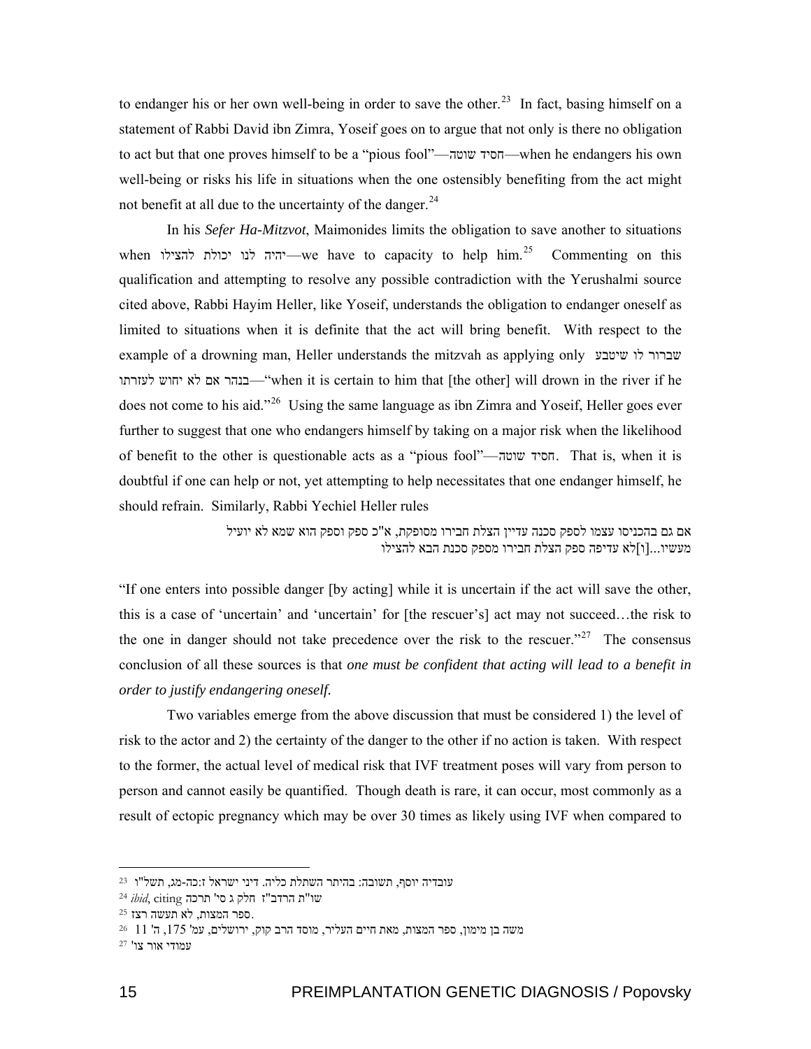to endanger his or her own well-being in order to save the other.[23] In fact, basing himself on a statement of Rabbi David ibn Zimra, Yoseif goes on to argue that not only is there no obligation to act but that one proves himself to be a "pious fool"—חסיד שוטה—when he endangers his own well-being or risks his life in situations when the one ostensibly benefiting from the act might not benefit at all due to the uncertainty of the danger.[24]

In his *Sefer Ha-Mitzvot*, Maimonides limits the obligation to save another to situations when יהיה לנו יכולת להצילו—we have to capacity to help him.[25] Commenting on this qualification and attempting to resolve any possible contradiction with the Yerushalmi source cited above, Rabbi Hayim Heller, like Yoseif, understands the obligation to endanger oneself as limited to situations when it is definite that the act will bring benefit. With respect to the example of a drowning man, Heller understands the mitzvah as applying only שברור לו שיטבע בנהר אם לא יחוש לעזרתו—"when it is certain to him that [the other] will drown in the river if he does not come to his aid."[26] Using the same language as ibn Zimra and Yoseif, Heller goes ever further to suggest that one who endangers himself by taking on a major risk when the likelihood of benefit to the other is questionable acts as a "pious fool"—חסיד שוטה. That is, when it is doubtful if one can help or not, yet attempting to help necessitates that one endanger himself, he should refrain. Similarly, Rabbi Yechiel Heller rules

> אם גם בהכניסו עצמו לספק סכנה עדיין הצלת חבירו מסופקת, א"כ ספק וספק הוא שמא לא יועיל מעשיו...[ו]לא עדיפה ספק הצלת חבירו מספק סכנת הבא להצילו

"If one enters into possible danger [by acting] while it is uncertain if the act will save the other, this is a case of 'uncertain' and 'uncertain' for [the rescuer's] act may not succeed…the risk to the one in danger should not take precedence over the risk to the rescuer."[27] The consensus conclusion of all these sources is that *one must be confident that acting will lead to a benefit in order to justify endangering oneself.*

Two variables emerge from the above discussion that must be considered 1) the level of risk to the actor and 2) the certainty of the danger to the other if no action is taken. With respect to the former, the actual level of medical risk that IVF treatment poses will vary from person to person and cannot easily be quantified. Though death is rare, it can occur, most commonly as a result of ectopic pregnancy which may be over 30 times as likely using IVF when compared to

---

[23] עובדיה יוסף, תשובה: בהיתר השתלת כליה. דיני ישראל ז:כה-מג, תשל"ו

[24] *ibid*, citing שו"ת הרדב"ז חלק ג סי' תרכה

[25] ספר המצות, לא תעשה רצז.

[26] משה בן מימון, ספר המצות, מאת חיים העליר, מוסד הרב קוק, ירושלים, עמ' 175, ה' 11

[27] עמודי אור צו'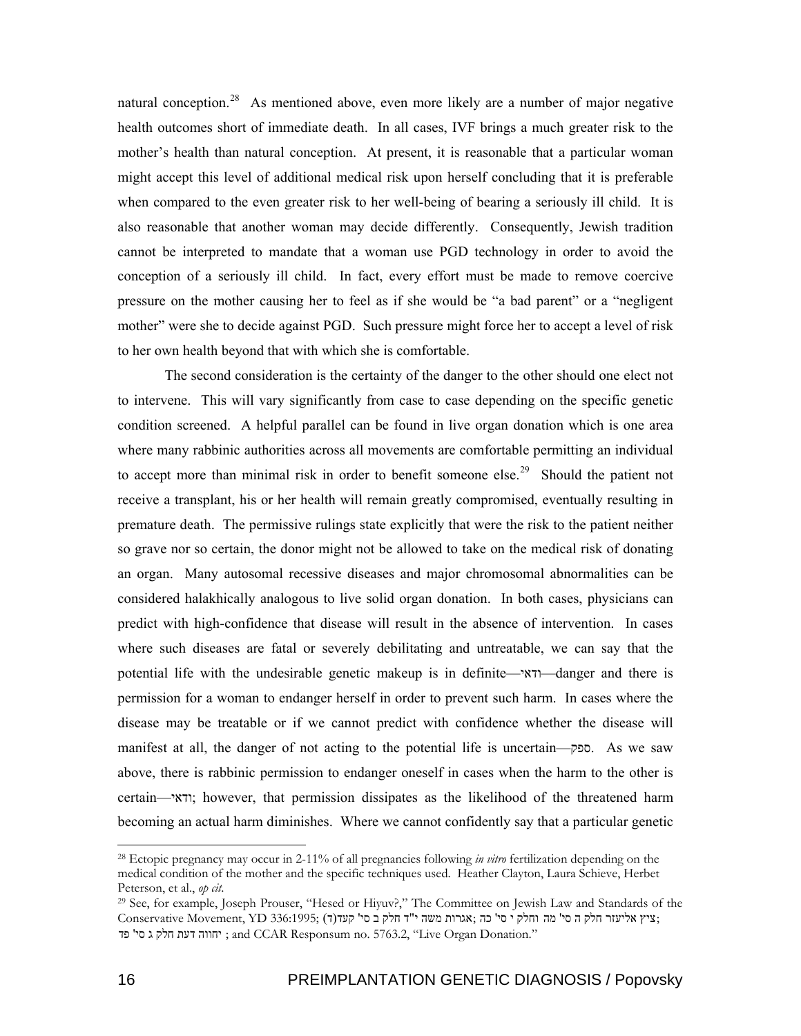natural conception.[28] As mentioned above, even more likely are a number of major negative health outcomes short of immediate death. In all cases, IVF brings a much greater risk to the mother's health than natural conception. At present, it is reasonable that a particular woman might accept this level of additional medical risk upon herself concluding that it is preferable when compared to the even greater risk to her well-being of bearing a seriously ill child. It is also reasonable that another woman may decide differently. Consequently, Jewish tradition cannot be interpreted to mandate that a woman use PGD technology in order to avoid the conception of a seriously ill child. In fact, every effort must be made to remove coercive pressure on the mother causing her to feel as if she would be "a bad parent" or a "negligent mother" were she to decide against PGD. Such pressure might force her to accept a level of risk to her own health beyond that with which she is comfortable.

The second consideration is the certainty of the danger to the other should one elect not to intervene. This will vary significantly from case to case depending on the specific genetic condition screened. A helpful parallel can be found in live organ donation which is one area where many rabbinic authorities across all movements are comfortable permitting an individual to accept more than minimal risk in order to benefit someone else.[29] Should the patient not receive a transplant, his or her health will remain greatly compromised, eventually resulting in premature death. The permissive rulings state explicitly that were the risk to the patient neither so grave nor so certain, the donor might not be allowed to take on the medical risk of donating an organ. Many autosomal recessive diseases and major chromosomal abnormalities can be considered halakhically analogous to live solid organ donation. In both cases, physicians can predict with high-confidence that disease will result in the absence of intervention. In cases where such diseases are fatal or severely debilitating and untreatable, we can say that the potential life with the undesirable genetic makeup is in definite—ודאי—danger and there is permission for a woman to endanger herself in order to prevent such harm. In cases where the disease may be treatable or if we cannot predict with confidence whether the disease will manifest at all, the danger of not acting to the potential life is uncertain—ספק. As we saw above, there is rabbinic permission to endanger oneself in cases when the harm to the other is certain—ודאי; however, that permission dissipates as the likelihood of the threatened harm becoming an actual harm diminishes. Where we cannot confidently say that a particular genetic

---

[28] Ectopic pregnancy may occur in 2-11% of all pregnancies following *in vitro* fertilization depending on the medical condition of the mother and the specific techniques used. Heather Clayton, Laura Schieve, Herbet Peterson, et al., *op cit*.

[29] See, for example, Joseph Prouser, "Hesed or Hiyuv?," The Committee on Jewish Law and Standards of the Conservative Movement, YD 336:1995; אגרות משה י"ד חלק ב סי' קעד(ד); ציץ אליעזר חלק ה סי' מה וחלק י סי' כה; יחווה דעת חלק ג סי' פד; and CCAR Responsum no. 5763.2, "Live Organ Donation."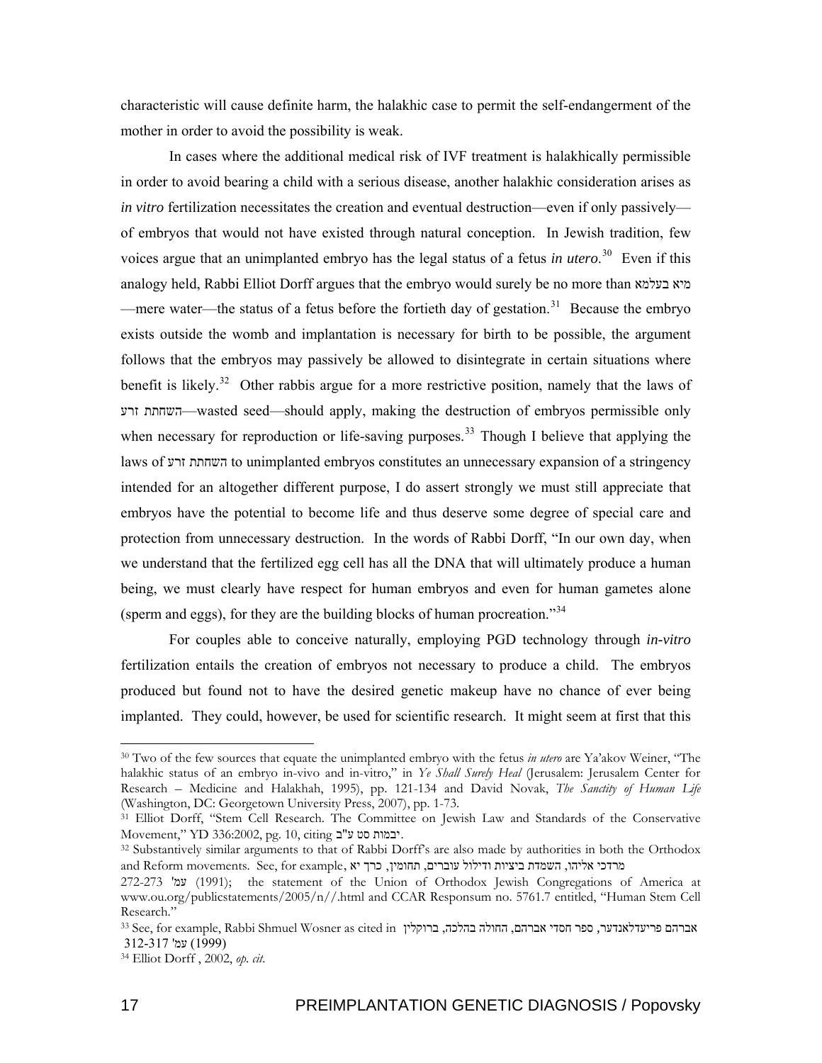characteristic will cause definite harm, the halakhic case to permit the self-endangerment of the mother in order to avoid the possibility is weak.

In cases where the additional medical risk of IVF treatment is halakhically permissible in order to avoid bearing a child with a serious disease, another halakhic consideration arises as *in vitro* fertilization necessitates the creation and eventual destruction—even if only passively—of embryos that would not have existed through natural conception. In Jewish tradition, few voices argue that an unimplanted embryo has the legal status of a fetus *in utero*.[30] Even if this analogy held, Rabbi Elliot Dorff argues that the embryo would surely be no more than מיא בעלמא—mere water—the status of a fetus before the fortieth day of gestation.[31] Because the embryo exists outside the womb and implantation is necessary for birth to be possible, the argument follows that the embryos may passively be allowed to disintegrate in certain situations where benefit is likely.[32] Other rabbis argue for a more restrictive position, namely that the laws of השחתת זרע—wasted seed—should apply, making the destruction of embryos permissible only when necessary for reproduction or life-saving purposes.[33] Though I believe that applying the laws of השחתת זרע to unimplanted embryos constitutes an unnecessary expansion of a stringency intended for an altogether different purpose, I do assert strongly we must still appreciate that embryos have the potential to become life and thus deserve some degree of special care and protection from unnecessary destruction. In the words of Rabbi Dorff, "In our own day, when we understand that the fertilized egg cell has all the DNA that will ultimately produce a human being, we must clearly have respect for human embryos and even for human gametes alone (sperm and eggs), for they are the building blocks of human procreation."[34]

For couples able to conceive naturally, employing PGD technology through *in-vitro* fertilization entails the creation of embryos not necessary to produce a child. The embryos produced but found not to have the desired genetic makeup have no chance of ever being implanted. They could, however, be used for scientific research. It might seem at first that this

---

[30] Two of the few sources that equate the unimplanted embryo with the fetus *in utero* are Ya'akov Weiner, "The halakhic status of an embryo in-vivo and in-vitro," in *Ye Shall Surely Heal* (Jerusalem: Jerusalem Center for Research – Medicine and Halakhah, 1995), pp. 121-134 and David Novak, *The Sanctity of Human Life* (Washington, DC: Georgetown University Press, 2007), pp. 1-73.

[31] Elliot Dorff, "Stem Cell Research. The Committee on Jewish Law and Standards of the Conservative Movement," YD 336:2002, pg. 10, citing יבמות סט ע"ב.

[32] Substantively similar arguments to that of Rabbi Dorff's are also made by authorities in both the Orthodox and Reform movements. See, for example, מרדכי אליהו, השמדת ביציות ודילול עוברים, תחומין, כרך יא עמ' 272-273 (1991); the statement of the Union of Orthodox Jewish Congregations of America at www.ou.org/publicstatements/2005/n//.html and CCAR Responsum no. 5761.7 entitled, "Human Stem Cell Research."

[33] See, for example, Rabbi Shmuel Wosner as cited in אברהם פריעדלאנדער, ספר חסדי אברהם, החולה בהלכה, ברוקלין עמ' 312-317 (1999)

[34] Elliot Dorff , 2002, *op. cit.*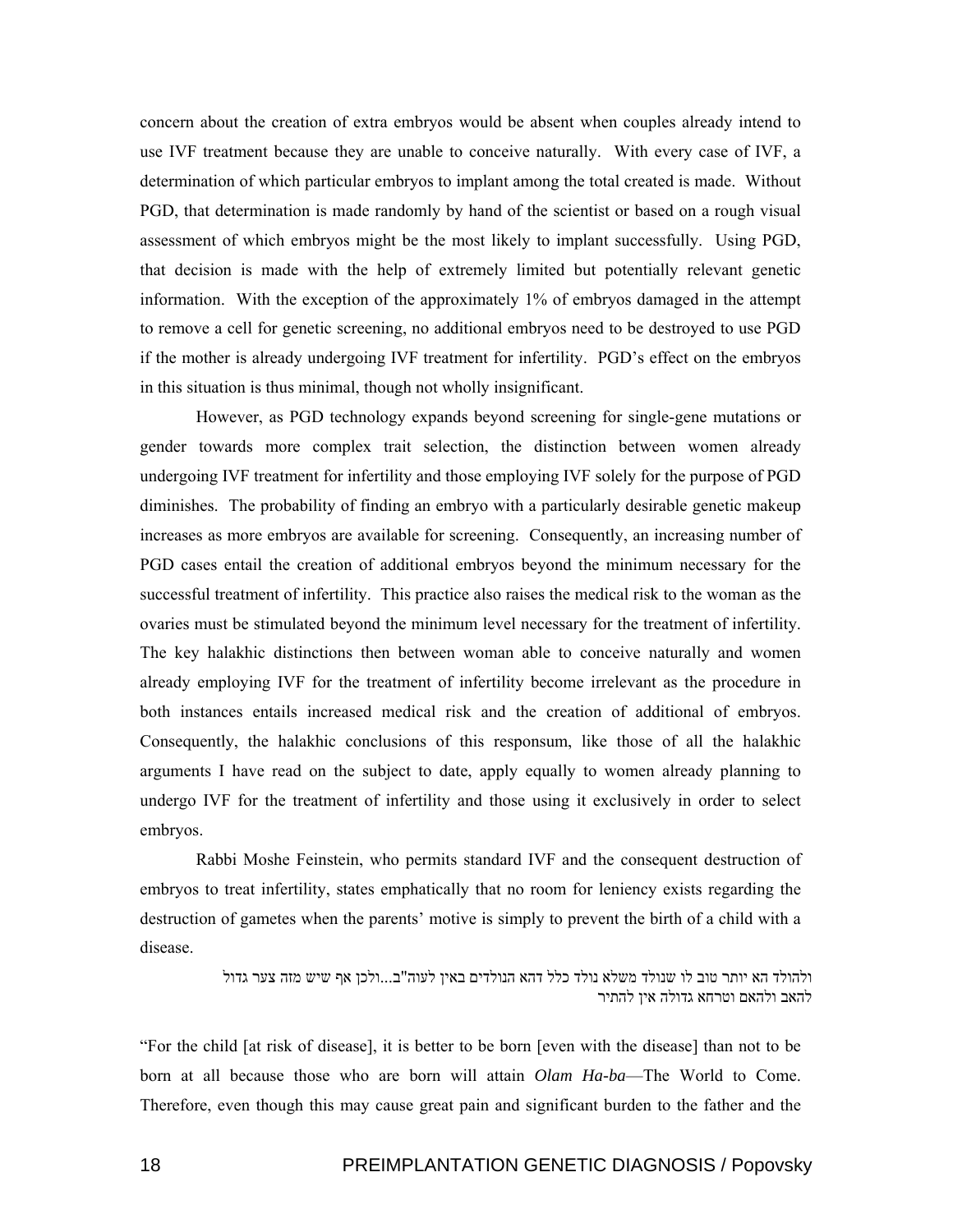concern about the creation of extra embryos would be absent when couples already intend to use IVF treatment because they are unable to conceive naturally. With every case of IVF, a determination of which particular embryos to implant among the total created is made. Without PGD, that determination is made randomly by hand of the scientist or based on a rough visual assessment of which embryos might be the most likely to implant successfully. Using PGD, that decision is made with the help of extremely limited but potentially relevant genetic information. With the exception of the approximately 1% of embryos damaged in the attempt to remove a cell for genetic screening, no additional embryos need to be destroyed to use PGD if the mother is already undergoing IVF treatment for infertility. PGD's effect on the embryos in this situation is thus minimal, though not wholly insignificant.

However, as PGD technology expands beyond screening for single-gene mutations or gender towards more complex trait selection, the distinction between women already undergoing IVF treatment for infertility and those employing IVF solely for the purpose of PGD diminishes. The probability of finding an embryo with a particularly desirable genetic makeup increases as more embryos are available for screening. Consequently, an increasing number of PGD cases entail the creation of additional embryos beyond the minimum necessary for the successful treatment of infertility. This practice also raises the medical risk to the woman as the ovaries must be stimulated beyond the minimum level necessary for the treatment of infertility. The key halakhic distinctions then between woman able to conceive naturally and women already employing IVF for the treatment of infertility become irrelevant as the procedure in both instances entails increased medical risk and the creation of additional of embryos. Consequently, the halakhic conclusions of this responsum, like those of all the halakhic arguments I have read on the subject to date, apply equally to women already planning to undergo IVF for the treatment of infertility and those using it exclusively in order to select embryos.

Rabbi Moshe Feinstein, who permits standard IVF and the consequent destruction of embryos to treat infertility, states emphatically that no room for leniency exists regarding the destruction of gametes when the parents' motive is simply to prevent the birth of a child with a disease.

ולהולד הא יותר טוב לו שנולד משלא נולד כלל דהא הנולדים באין לעוה"ב...ולכן אף שיש מזה צער גדול להאב ולהאם וטרחא גדולה אין להתיר

"For the child [at risk of disease], it is better to be born [even with the disease] than not to be born at all because those who are born will attain *Olam Ha-ba*—The World to Come. Therefore, even though this may cause great pain and significant burden to the father and the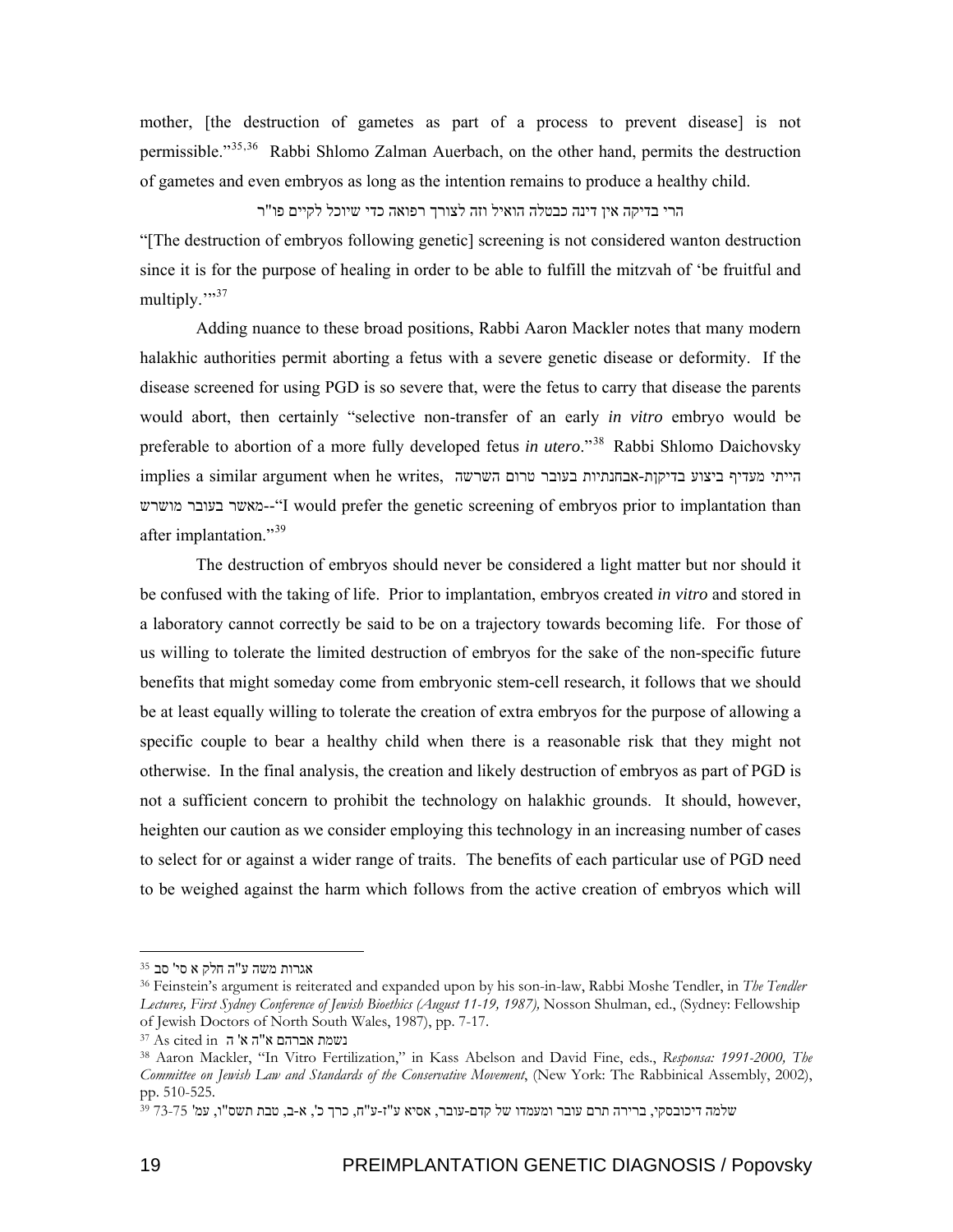mother, [the destruction of gametes as part of a process to prevent disease] is not permissible."[35,36] Rabbi Shlomo Zalman Auerbach, on the other hand, permits the destruction of gametes and even embryos as long as the intention remains to produce a healthy child.

הרי בדיקה אין דינה כבטלה הואיל וזה לצורך רפואה כדי שיוכל לקיים פו"ר

"[The destruction of embryos following genetic] screening is not considered wanton destruction since it is for the purpose of healing in order to be able to fulfill the mitzvah of 'be fruitful and multiply.'"[37]

Adding nuance to these broad positions, Rabbi Aaron Mackler notes that many modern halakhic authorities permit aborting a fetus with a severe genetic disease or deformity. If the disease screened for using PGD is so severe that, were the fetus to carry that disease the parents would abort, then certainly "selective non-transfer of an early *in vitro* embryo would be preferable to abortion of a more fully developed fetus *in utero*."[38] Rabbi Shlomo Daichovsky implies a similar argument when he writes, הייתי מעדיף ביצוע בדיקות-אבחנתיות בעובר טרום השרשה מאשר בעובר מושרש--"I would prefer the genetic screening of embryos prior to implantation than after implantation."[39]

The destruction of embryos should never be considered a light matter but nor should it be confused with the taking of life. Prior to implantation, embryos created *in vitro* and stored in a laboratory cannot correctly be said to be on a trajectory towards becoming life. For those of us willing to tolerate the limited destruction of embryos for the sake of the non-specific future benefits that might someday come from embryonic stem-cell research, it follows that we should be at least equally willing to tolerate the creation of extra embryos for the purpose of allowing a specific couple to bear a healthy child when there is a reasonable risk that they might not otherwise. In the final analysis, the creation and likely destruction of embryos as part of PGD is not a sufficient concern to prohibit the technology on halakhic grounds. It should, however, heighten our caution as we consider employing this technology in an increasing number of cases to select for or against a wider range of traits. The benefits of each particular use of PGD need to be weighed against the harm which follows from the active creation of embryos which will

---

[35] אגרות משה ע"ה חלק א סי' סב

[36] Feinstein's argument is reiterated and expanded upon by his son-in-law, Rabbi Moshe Tendler, in *The Tendler Lectures, First Sydney Conference of Jewish Bioethics (August 11-19, 1987),* Nosson Shulman, ed., (Sydney: Fellowship of Jewish Doctors of North South Wales, 1987), pp. 7-17.

[37] As cited in נשמת אברהם א"ה א' ה

[38] Aaron Mackler, "In Vitro Fertilization," in Kass Abelson and David Fine, eds., *Responsa: 1991-2000, The Committee on Jewish Law and Standards of the Conservative Movement*, (New York: The Rabbinical Assembly, 2002), pp. 510-525.

[39] שלמה דיכובסקי, ברירה תרם עובר ומעמדו של קדם-עובר, אסיא ע"ז-ע"ח, כרך כ', א-ב, טבת תשס"ו, עמ' 73-75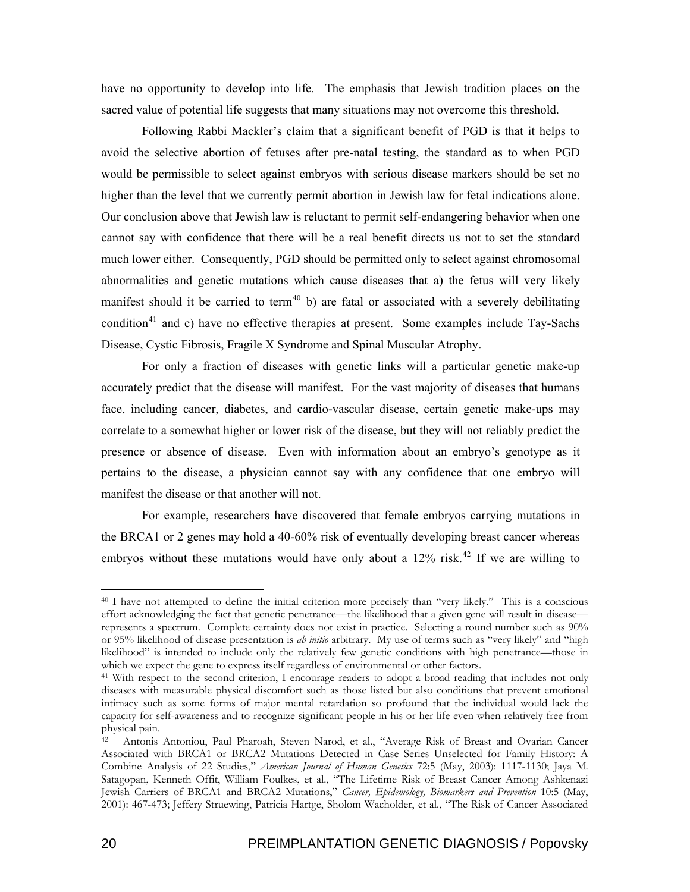have no opportunity to develop into life. The emphasis that Jewish tradition places on the sacred value of potential life suggests that many situations may not overcome this threshold.

Following Rabbi Mackler's claim that a significant benefit of PGD is that it helps to avoid the selective abortion of fetuses after pre-natal testing, the standard as to when PGD would be permissible to select against embryos with serious disease markers should be set no higher than the level that we currently permit abortion in Jewish law for fetal indications alone. Our conclusion above that Jewish law is reluctant to permit self-endangering behavior when one cannot say with confidence that there will be a real benefit directs us not to set the standard much lower either. Consequently, PGD should be permitted only to select against chromosomal abnormalities and genetic mutations which cause diseases that a) the fetus will very likely manifest should it be carried to term[40] b) are fatal or associated with a severely debilitating condition[41] and c) have no effective therapies at present. Some examples include Tay-Sachs Disease, Cystic Fibrosis, Fragile X Syndrome and Spinal Muscular Atrophy.

For only a fraction of diseases with genetic links will a particular genetic make-up accurately predict that the disease will manifest. For the vast majority of diseases that humans face, including cancer, diabetes, and cardio-vascular disease, certain genetic make-ups may correlate to a somewhat higher or lower risk of the disease, but they will not reliably predict the presence or absence of disease. Even with information about an embryo's genotype as it pertains to the disease, a physician cannot say with any confidence that one embryo will manifest the disease or that another will not.

For example, researchers have discovered that female embryos carrying mutations in the BRCA1 or 2 genes may hold a 40-60% risk of eventually developing breast cancer whereas embryos without these mutations would have only about a 12% risk.[42] If we are willing to

---

[40] I have not attempted to define the initial criterion more precisely than "very likely." This is a conscious effort acknowledging the fact that genetic penetrance—the likelihood that a given gene will result in disease—represents a spectrum. Complete certainty does not exist in practice. Selecting a round number such as 90% or 95% likelihood of disease presentation is *ab initio* arbitrary. My use of terms such as "very likely" and "high likelihood" is intended to include only the relatively few genetic conditions with high penetrance—those in which we expect the gene to express itself regardless of environmental or other factors.

[41] With respect to the second criterion, I encourage readers to adopt a broad reading that includes not only diseases with measurable physical discomfort such as those listed but also conditions that prevent emotional intimacy such as some forms of major mental retardation so profound that the individual would lack the capacity for self-awareness and to recognize significant people in his or her life even when relatively free from physical pain.

[42] Antonis Antoniou, Paul Pharoah, Steven Narod, et al., "Average Risk of Breast and Ovarian Cancer Associated with BRCA1 or BRCA2 Mutations Detected in Case Series Unselected for Family History: A Combine Analysis of 22 Studies," *American Journal of Human Genetics* 72:5 (May, 2003): 1117-1130; Jaya M. Satagopan, Kenneth Offit, William Foulkes, et al., "The Lifetime Risk of Breast Cancer Among Ashkenazi Jewish Carriers of BRCA1 and BRCA2 Mutations," *Cancer, Epidemology, Biomarkers and Prevention* 10:5 (May, 2001): 467-473; Jeffery Struewing, Patricia Hartge, Sholom Wacholder, et al., "The Risk of Cancer Associated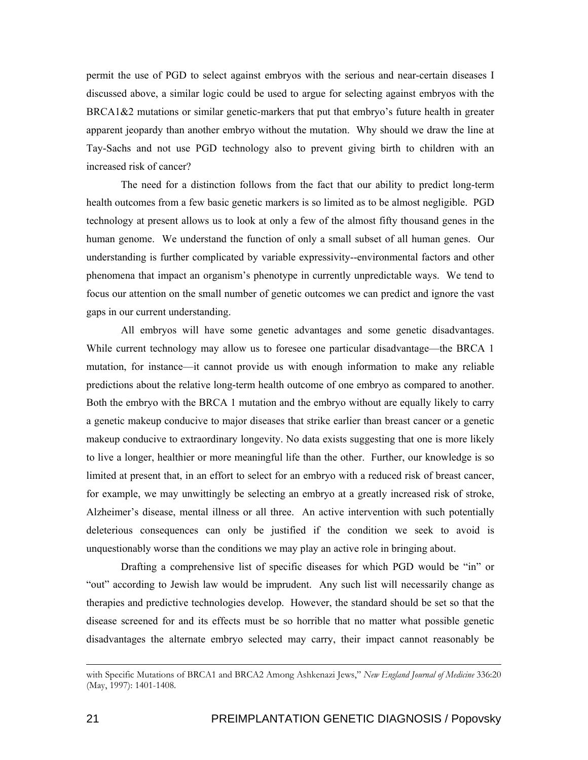permit the use of PGD to select against embryos with the serious and near-certain diseases I discussed above, a similar logic could be used to argue for selecting against embryos with the BRCA1&2 mutations or similar genetic-markers that put that embryo's future health in greater apparent jeopardy than another embryo without the mutation. Why should we draw the line at Tay-Sachs and not use PGD technology also to prevent giving birth to children with an increased risk of cancer?

The need for a distinction follows from the fact that our ability to predict long-term health outcomes from a few basic genetic markers is so limited as to be almost negligible. PGD technology at present allows us to look at only a few of the almost fifty thousand genes in the human genome. We understand the function of only a small subset of all human genes. Our understanding is further complicated by variable expressivity--environmental factors and other phenomena that impact an organism's phenotype in currently unpredictable ways. We tend to focus our attention on the small number of genetic outcomes we can predict and ignore the vast gaps in our current understanding.

All embryos will have some genetic advantages and some genetic disadvantages. While current technology may allow us to foresee one particular disadvantage—the BRCA 1 mutation, for instance—it cannot provide us with enough information to make any reliable predictions about the relative long-term health outcome of one embryo as compared to another. Both the embryo with the BRCA 1 mutation and the embryo without are equally likely to carry a genetic makeup conducive to major diseases that strike earlier than breast cancer or a genetic makeup conducive to extraordinary longevity. No data exists suggesting that one is more likely to live a longer, healthier or more meaningful life than the other. Further, our knowledge is so limited at present that, in an effort to select for an embryo with a reduced risk of breast cancer, for example, we may unwittingly be selecting an embryo at a greatly increased risk of stroke, Alzheimer's disease, mental illness or all three. An active intervention with such potentially deleterious consequences can only be justified if the condition we seek to avoid is unquestionably worse than the conditions we may play an active role in bringing about.

Drafting a comprehensive list of specific diseases for which PGD would be "in" or "out" according to Jewish law would be imprudent. Any such list will necessarily change as therapies and predictive technologies develop. However, the standard should be set so that the disease screened for and its effects must be so horrible that no matter what possible genetic disadvantages the alternate embryo selected may carry, their impact cannot reasonably be

---

with Specific Mutations of BRCA1 and BRCA2 Among Ashkenazi Jews," *New England Journal of Medicine* 336:20 (May, 1997): 1401-1408.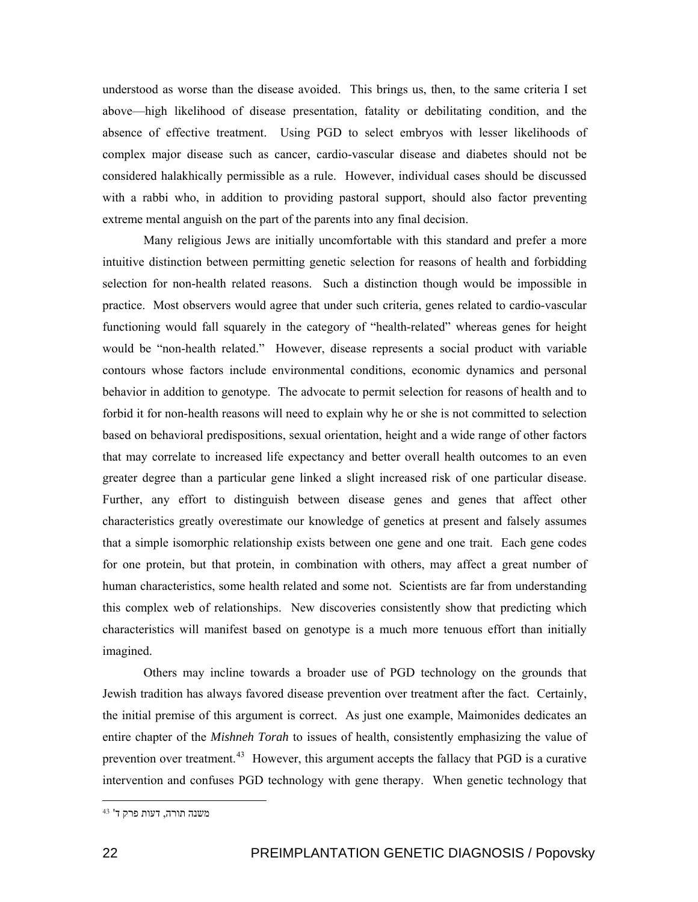understood as worse than the disease avoided. This brings us, then, to the same criteria I set above—high likelihood of disease presentation, fatality or debilitating condition, and the absence of effective treatment. Using PGD to select embryos with lesser likelihoods of complex major disease such as cancer, cardio-vascular disease and diabetes should not be considered halakhically permissible as a rule. However, individual cases should be discussed with a rabbi who, in addition to providing pastoral support, should also factor preventing extreme mental anguish on the part of the parents into any final decision.

Many religious Jews are initially uncomfortable with this standard and prefer a more intuitive distinction between permitting genetic selection for reasons of health and forbidding selection for non-health related reasons. Such a distinction though would be impossible in practice. Most observers would agree that under such criteria, genes related to cardio-vascular functioning would fall squarely in the category of "health-related" whereas genes for height would be "non-health related." However, disease represents a social product with variable contours whose factors include environmental conditions, economic dynamics and personal behavior in addition to genotype. The advocate to permit selection for reasons of health and to forbid it for non-health reasons will need to explain why he or she is not committed to selection based on behavioral predispositions, sexual orientation, height and a wide range of other factors that may correlate to increased life expectancy and better overall health outcomes to an even greater degree than a particular gene linked a slight increased risk of one particular disease. Further, any effort to distinguish between disease genes and genes that affect other characteristics greatly overestimate our knowledge of genetics at present and falsely assumes that a simple isomorphic relationship exists between one gene and one trait. Each gene codes for one protein, but that protein, in combination with others, may affect a great number of human characteristics, some health related and some not. Scientists are far from understanding this complex web of relationships. New discoveries consistently show that predicting which characteristics will manifest based on genotype is a much more tenuous effort than initially imagined.

Others may incline towards a broader use of PGD technology on the grounds that Jewish tradition has always favored disease prevention over treatment after the fact. Certainly, the initial premise of this argument is correct. As just one example, Maimonides dedicates an entire chapter of the *Mishneh Torah* to issues of health, consistently emphasizing the value of prevention over treatment.[43] However, this argument accepts the fallacy that PGD is a curative intervention and confuses PGD technology with gene therapy. When genetic technology that

---

[43] משנה תורה, דעות פרק ד'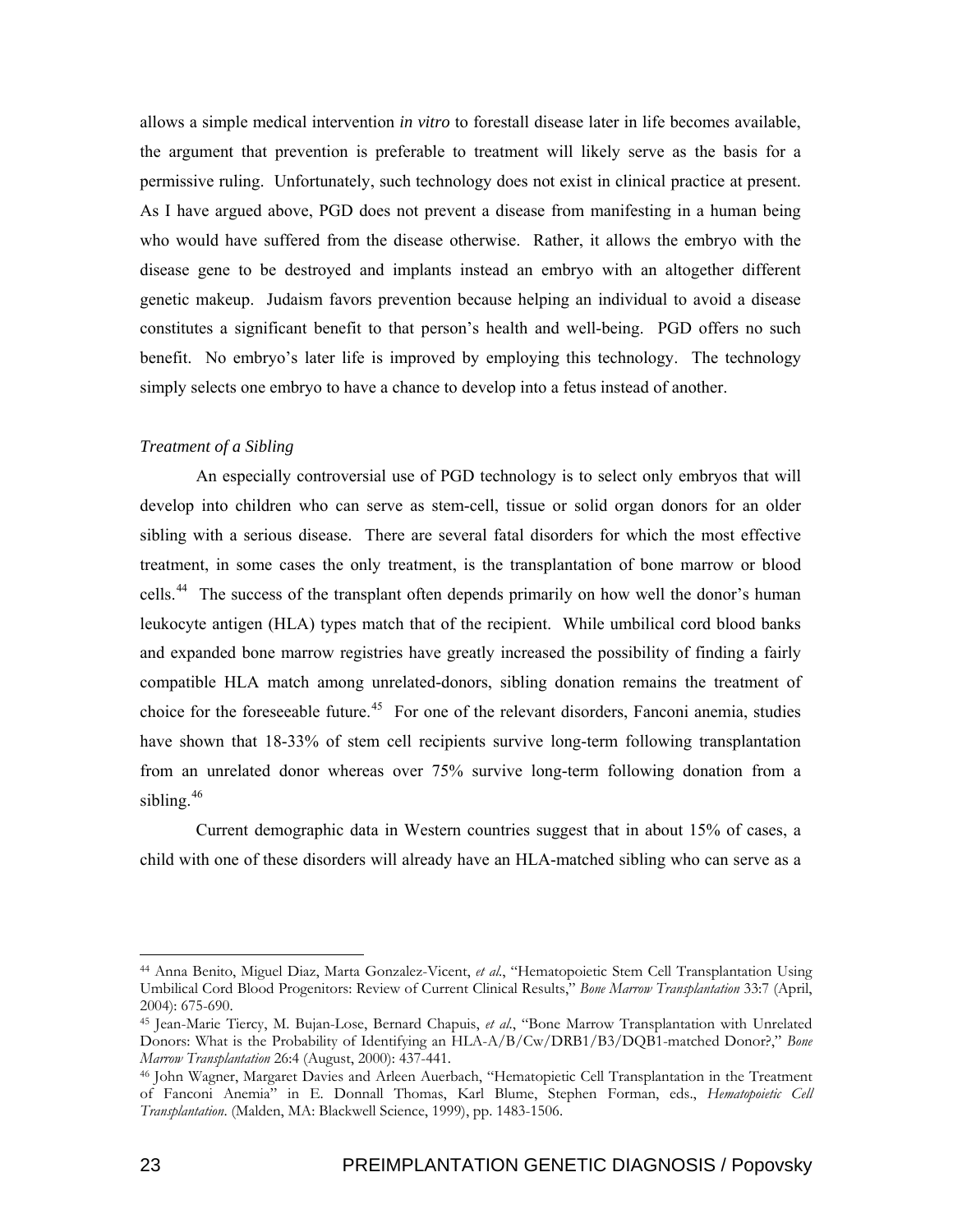allows a simple medical intervention *in vitro* to forestall disease later in life becomes available, the argument that prevention is preferable to treatment will likely serve as the basis for a permissive ruling. Unfortunately, such technology does not exist in clinical practice at present. As I have argued above, PGD does not prevent a disease from manifesting in a human being who would have suffered from the disease otherwise. Rather, it allows the embryo with the disease gene to be destroyed and implants instead an embryo with an altogether different genetic makeup. Judaism favors prevention because helping an individual to avoid a disease constitutes a significant benefit to that person's health and well-being. PGD offers no such benefit. No embryo's later life is improved by employing this technology. The technology simply selects one embryo to have a chance to develop into a fetus instead of another.

*Treatment of a Sibling*

An especially controversial use of PGD technology is to select only embryos that will develop into children who can serve as stem-cell, tissue or solid organ donors for an older sibling with a serious disease. There are several fatal disorders for which the most effective treatment, in some cases the only treatment, is the transplantation of bone marrow or blood cells.[44] The success of the transplant often depends primarily on how well the donor's human leukocyte antigen (HLA) types match that of the recipient. While umbilical cord blood banks and expanded bone marrow registries have greatly increased the possibility of finding a fairly compatible HLA match among unrelated-donors, sibling donation remains the treatment of choice for the foreseeable future.[45] For one of the relevant disorders, Fanconi anemia, studies have shown that 18-33% of stem cell recipients survive long-term following transplantation from an unrelated donor whereas over 75% survive long-term following donation from a sibling.[46]

Current demographic data in Western countries suggest that in about 15% of cases, a child with one of these disorders will already have an HLA-matched sibling who can serve as a

---

[44] Anna Benito, Miguel Diaz, Marta Gonzalez-Vicent, *et al.*, "Hematopoietic Stem Cell Transplantation Using Umbilical Cord Blood Progenitors: Review of Current Clinical Results," *Bone Marrow Transplantation* 33:7 (April, 2004): 675-690.

[45] Jean-Marie Tiercy, M. Bujan-Lose, Bernard Chapuis, *et al.*, "Bone Marrow Transplantation with Unrelated Donors: What is the Probability of Identifying an HLA-A/B/Cw/DRB1/B3/DQB1-matched Donor?," *Bone Marrow Transplantation* 26:4 (August, 2000): 437-441.

[46] John Wagner, Margaret Davies and Arleen Auerbach, "Hematopietic Cell Transplantation in the Treatment of Fanconi Anemia" in E. Donnall Thomas, Karl Blume, Stephen Forman, eds., *Hematopoietic Cell Transplantation*. (Malden, MA: Blackwell Science, 1999), pp. 1483-1506.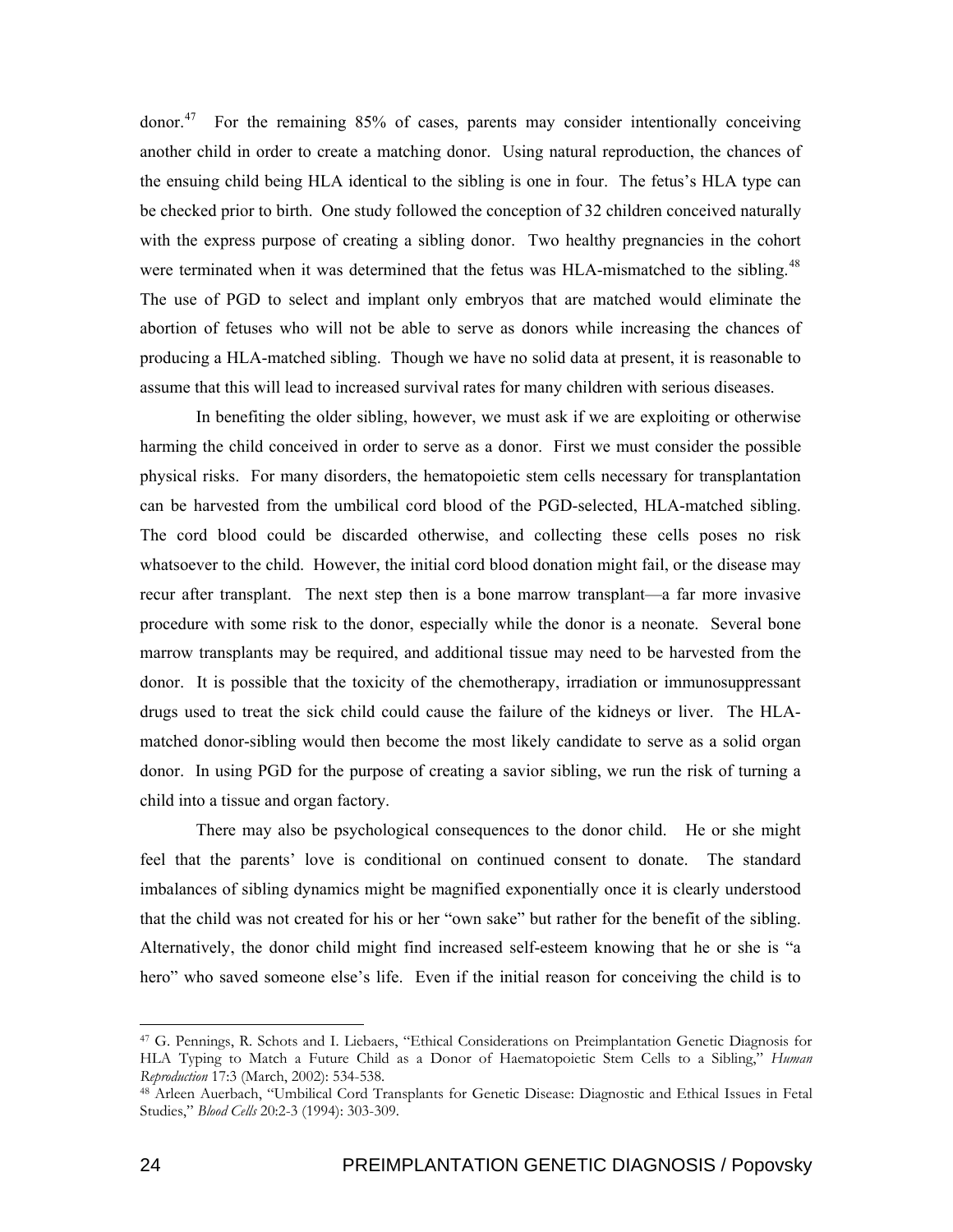donor.[47] For the remaining 85% of cases, parents may consider intentionally conceiving another child in order to create a matching donor. Using natural reproduction, the chances of the ensuing child being HLA identical to the sibling is one in four. The fetus's HLA type can be checked prior to birth. One study followed the conception of 32 children conceived naturally with the express purpose of creating a sibling donor. Two healthy pregnancies in the cohort were terminated when it was determined that the fetus was HLA-mismatched to the sibling.[48] The use of PGD to select and implant only embryos that are matched would eliminate the abortion of fetuses who will not be able to serve as donors while increasing the chances of producing a HLA-matched sibling. Though we have no solid data at present, it is reasonable to assume that this will lead to increased survival rates for many children with serious diseases.

In benefiting the older sibling, however, we must ask if we are exploiting or otherwise harming the child conceived in order to serve as a donor. First we must consider the possible physical risks. For many disorders, the hematopoietic stem cells necessary for transplantation can be harvested from the umbilical cord blood of the PGD-selected, HLA-matched sibling. The cord blood could be discarded otherwise, and collecting these cells poses no risk whatsoever to the child. However, the initial cord blood donation might fail, or the disease may recur after transplant. The next step then is a bone marrow transplant—a far more invasive procedure with some risk to the donor, especially while the donor is a neonate. Several bone marrow transplants may be required, and additional tissue may need to be harvested from the donor. It is possible that the toxicity of the chemotherapy, irradiation or immunosuppressant drugs used to treat the sick child could cause the failure of the kidneys or liver. The HLA-matched donor-sibling would then become the most likely candidate to serve as a solid organ donor. In using PGD for the purpose of creating a savior sibling, we run the risk of turning a child into a tissue and organ factory.

There may also be psychological consequences to the donor child. He or she might feel that the parents' love is conditional on continued consent to donate. The standard imbalances of sibling dynamics might be magnified exponentially once it is clearly understood that the child was not created for his or her "own sake" but rather for the benefit of the sibling. Alternatively, the donor child might find increased self-esteem knowing that he or she is "a hero" who saved someone else's life. Even if the initial reason for conceiving the child is to

---

[47] G. Pennings, R. Schots and I. Liebaers, "Ethical Considerations on Preimplantation Genetic Diagnosis for HLA Typing to Match a Future Child as a Donor of Haematopoietic Stem Cells to a Sibling," *Human Reproduction* 17:3 (March, 2002): 534-538.

[48] Arleen Auerbach, "Umbilical Cord Transplants for Genetic Disease: Diagnostic and Ethical Issues in Fetal Studies," *Blood Cells* 20:2-3 (1994): 303-309.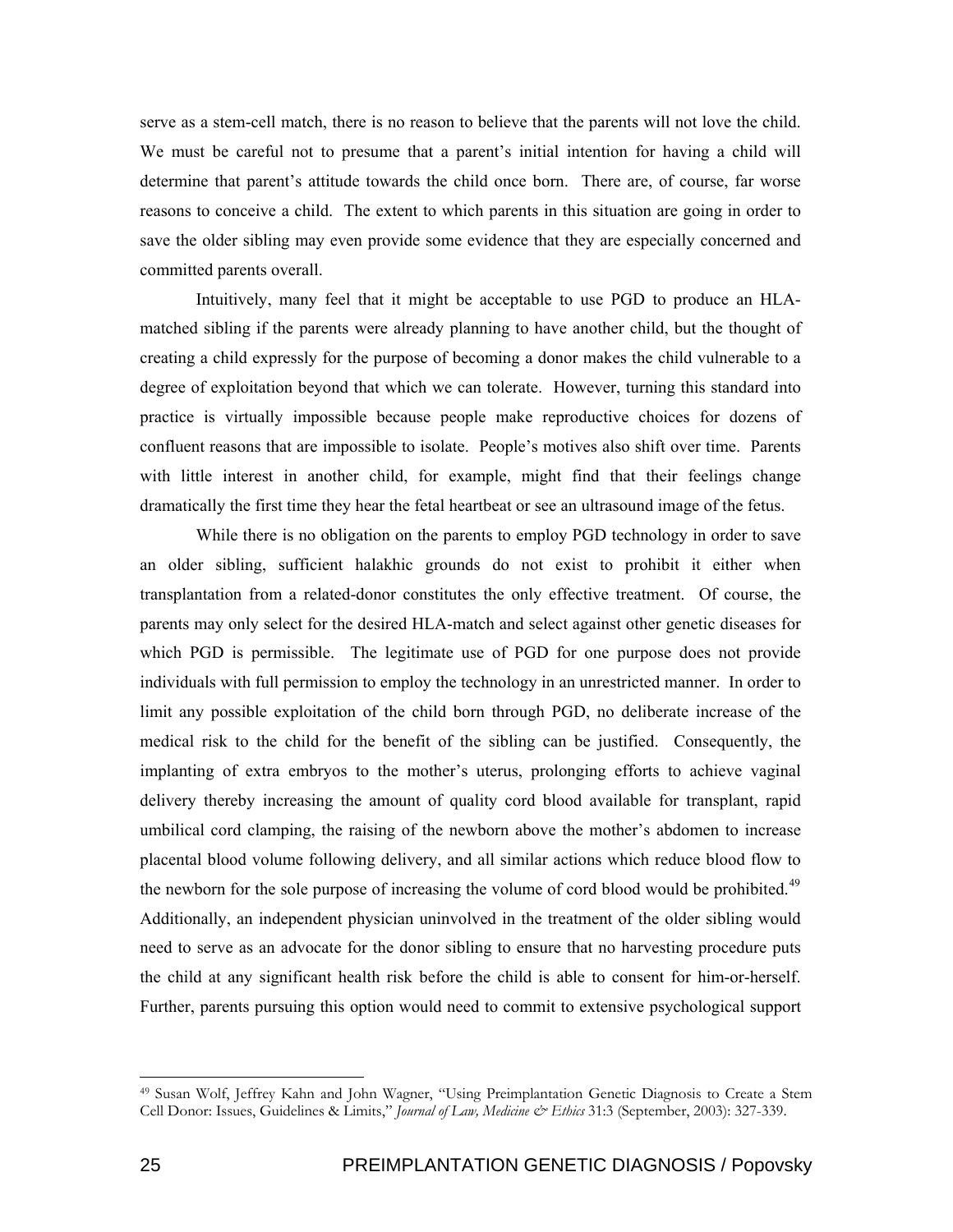serve as a stem-cell match, there is no reason to believe that the parents will not love the child. We must be careful not to presume that a parent's initial intention for having a child will determine that parent's attitude towards the child once born. There are, of course, far worse reasons to conceive a child. The extent to which parents in this situation are going in order to save the older sibling may even provide some evidence that they are especially concerned and committed parents overall.

Intuitively, many feel that it might be acceptable to use PGD to produce an HLA-matched sibling if the parents were already planning to have another child, but the thought of creating a child expressly for the purpose of becoming a donor makes the child vulnerable to a degree of exploitation beyond that which we can tolerate. However, turning this standard into practice is virtually impossible because people make reproductive choices for dozens of confluent reasons that are impossible to isolate. People's motives also shift over time. Parents with little interest in another child, for example, might find that their feelings change dramatically the first time they hear the fetal heartbeat or see an ultrasound image of the fetus.

While there is no obligation on the parents to employ PGD technology in order to save an older sibling, sufficient halakhic grounds do not exist to prohibit it either when transplantation from a related-donor constitutes the only effective treatment. Of course, the parents may only select for the desired HLA-match and select against other genetic diseases for which PGD is permissible. The legitimate use of PGD for one purpose does not provide individuals with full permission to employ the technology in an unrestricted manner. In order to limit any possible exploitation of the child born through PGD, no deliberate increase of the medical risk to the child for the benefit of the sibling can be justified. Consequently, the implanting of extra embryos to the mother's uterus, prolonging efforts to achieve vaginal delivery thereby increasing the amount of quality cord blood available for transplant, rapid umbilical cord clamping, the raising of the newborn above the mother's abdomen to increase placental blood volume following delivery, and all similar actions which reduce blood flow to the newborn for the sole purpose of increasing the volume of cord blood would be prohibited.[49] Additionally, an independent physician uninvolved in the treatment of the older sibling would need to serve as an advocate for the donor sibling to ensure that no harvesting procedure puts the child at any significant health risk before the child is able to consent for him-or-herself. Further, parents pursuing this option would need to commit to extensive psychological support

---

[49] Susan Wolf, Jeffrey Kahn and John Wagner, "Using Preimplantation Genetic Diagnosis to Create a Stem Cell Donor: Issues, Guidelines & Limits," *Journal of Law, Medicine & Ethics* 31:3 (September, 2003): 327-339.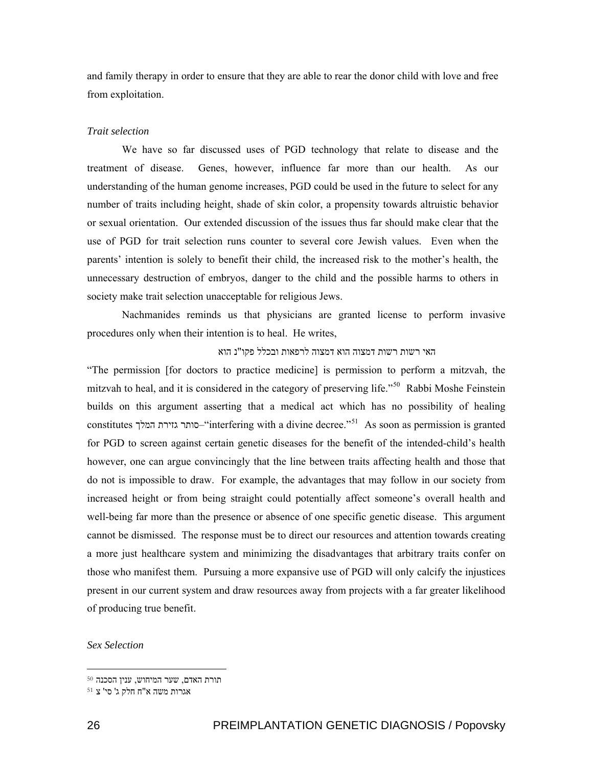and family therapy in order to ensure that they are able to rear the donor child with love and free from exploitation.

*Trait selection*

We have so far discussed uses of PGD technology that relate to disease and the treatment of disease. Genes, however, influence far more than our health. As our understanding of the human genome increases, PGD could be used in the future to select for any number of traits including height, shade of skin color, a propensity towards altruistic behavior or sexual orientation. Our extended discussion of the issues thus far should make clear that the use of PGD for trait selection runs counter to several core Jewish values. Even when the parents' intention is solely to benefit their child, the increased risk to the mother's health, the unnecessary destruction of embryos, danger to the child and the possible harms to others in society make trait selection unacceptable for religious Jews.

Nachmanides reminds us that physicians are granted license to perform invasive procedures only when their intention is to heal. He writes,

האי רשות רשות דמצוה הוא דמצוה לרפאות ובכלל פקו"נ הוא

"The permission [for doctors to practice medicine] is permission to perform a mitzvah, the mitzvah to heal, and it is considered in the category of preserving life."[50] Rabbi Moshe Feinstein builds on this argument asserting that a medical act which has no possibility of healing constitutes סותר גזירת המלך–"interfering with a divine decree."[51] As soon as permission is granted for PGD to screen against certain genetic diseases for the benefit of the intended-child's health however, one can argue convincingly that the line between traits affecting health and those that do not is impossible to draw. For example, the advantages that may follow in our society from increased height or from being straight could potentially affect someone's overall health and well-being far more than the presence or absence of one specific genetic disease. This argument cannot be dismissed. The response must be to direct our resources and attention towards creating a more just healthcare system and minimizing the disadvantages that arbitrary traits confer on those who manifest them. Pursuing a more expansive use of PGD will only calcify the injustices present in our current system and draw resources away from projects with a far greater likelihood of producing true benefit.

*Sex Selection*

---

[50] תורת האדם, שער המיחוש, ענין הסכנה

[51] אגרות משה א"ח חלק ג' סי' צ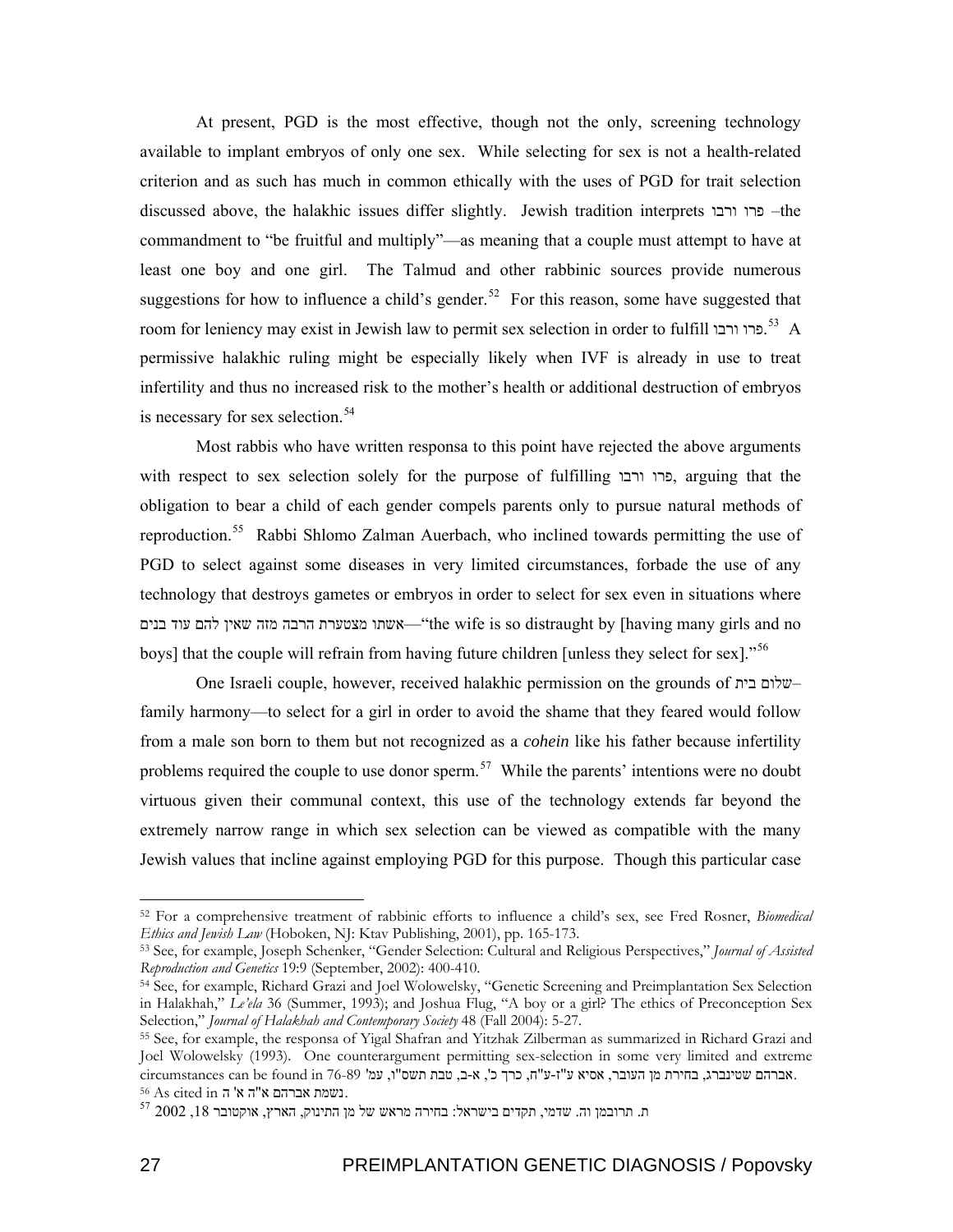At present, PGD is the most effective, though not the only, screening technology available to implant embryos of only one sex. While selecting for sex is not a health-related criterion and as such has much in common ethically with the uses of PGD for trait selection discussed above, the halakhic issues differ slightly. Jewish tradition interprets פרו ורבו –the commandment to "be fruitful and multiply"—as meaning that a couple must attempt to have at least one boy and one girl. The Talmud and other rabbinic sources provide numerous suggestions for how to influence a child's gender.[52] For this reason, some have suggested that room for leniency may exist in Jewish law to permit sex selection in order to fulfill פרו ורבו.[53] A permissive halakhic ruling might be especially likely when IVF is already in use to treat infertility and thus no increased risk to the mother's health or additional destruction of embryos is necessary for sex selection.[54]

Most rabbis who have written responsa to this point have rejected the above arguments with respect to sex selection solely for the purpose of fulfilling פרו ורבו, arguing that the obligation to bear a child of each gender compels parents only to pursue natural methods of reproduction.[55] Rabbi Shlomo Zalman Auerbach, who inclined towards permitting the use of PGD to select against some diseases in very limited circumstances, forbade the use of any technology that destroys gametes or embryos in order to select for sex even in situations where אשתו מצטערת הרבה מזה שאין להם עוד בנים—"the wife is so distraught by [having many girls and no boys] that the couple will refrain from having future children [unless they select for sex]."[56]

One Israeli couple, however, received halakhic permission on the grounds of שלום בית–family harmony—to select for a girl in order to avoid the shame that they feared would follow from a male son born to them but not recognized as a *cohein* like his father because infertility problems required the couple to use donor sperm.[57] While the parents' intentions were no doubt virtuous given their communal context, this use of the technology extends far beyond the extremely narrow range in which sex selection can be viewed as compatible with the many Jewish values that incline against employing PGD for this purpose. Though this particular case

---

[52] For a comprehensive treatment of rabbinic efforts to influence a child's sex, see Fred Rosner, *Biomedical Ethics and Jewish Law* (Hoboken, NJ: Ktav Publishing, 2001), pp. 165-173.

[53] See, for example, Joseph Schenker, "Gender Selection: Cultural and Religious Perspectives," *Journal of Assisted Reproduction and Genetics* 19:9 (September, 2002): 400-410.

[54] See, for example, Richard Grazi and Joel Wolowelsky, "Genetic Screening and Preimplantation Sex Selection in Halakhah," *Le'ela* 36 (Summer, 1993); and Joshua Flug, "A boy or a girl? The ethics of Preconception Sex Selection," *Journal of Halakhah and Contemporary Society* 48 (Fall 2004): 5-27.

[55] See, for example, the responsa of Yigal Shafran and Yitzhak Zilberman as summarized in Richard Grazi and Joel Wolowelsky (1993). One counterargument permitting sex-selection in some very limited and extreme circumstances can be found in אברהם שטינברג, בחירת מין העובר, אסיא ע"ז-ע"ח, כרך כ', א-ב, טבת תשס"ו, עמ' 76-89.

[56] As cited in נשמת אברהם א"ה א' ה.

[57] ת. תרובמן וה. שדמי, תקדים בישראל: בחירה מראש של מן התינוק, הארץ, אוקטובר 18, 2002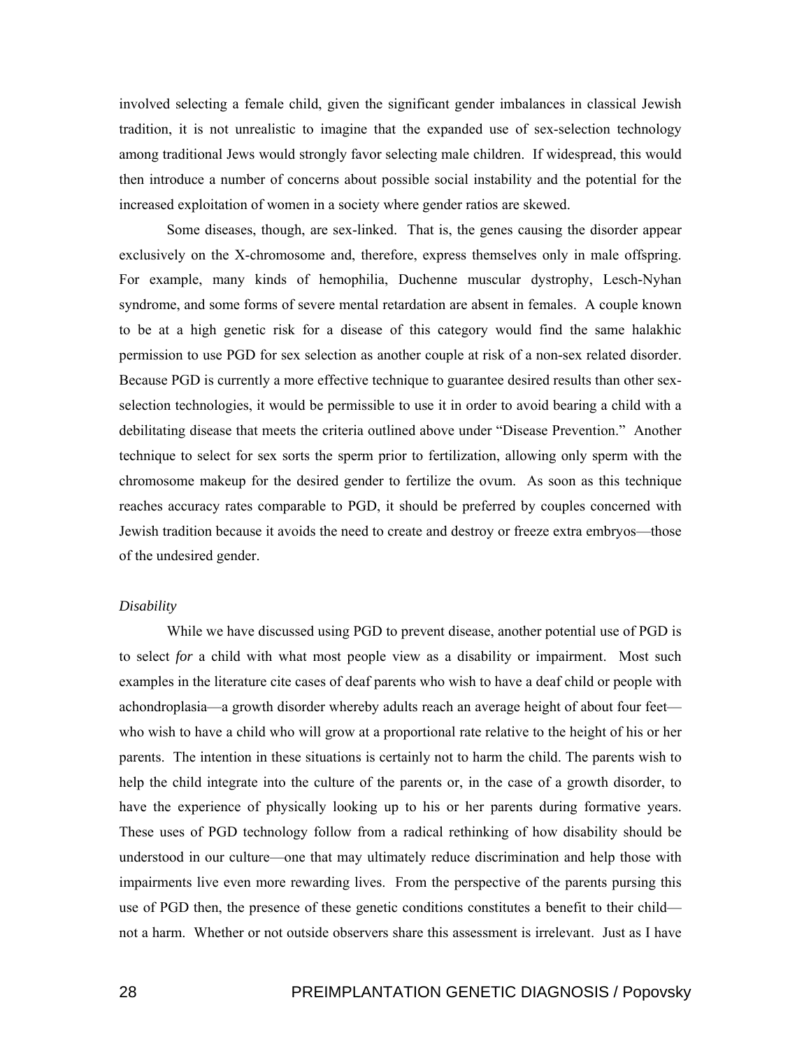involved selecting a female child, given the significant gender imbalances in classical Jewish tradition, it is not unrealistic to imagine that the expanded use of sex-selection technology among traditional Jews would strongly favor selecting male children. If widespread, this would then introduce a number of concerns about possible social instability and the potential for the increased exploitation of women in a society where gender ratios are skewed.

Some diseases, though, are sex-linked. That is, the genes causing the disorder appear exclusively on the X-chromosome and, therefore, express themselves only in male offspring. For example, many kinds of hemophilia, Duchenne muscular dystrophy, Lesch-Nyhan syndrome, and some forms of severe mental retardation are absent in females. A couple known to be at a high genetic risk for a disease of this category would find the same halakhic permission to use PGD for sex selection as another couple at risk of a non-sex related disorder. Because PGD is currently a more effective technique to guarantee desired results than other sex-selection technologies, it would be permissible to use it in order to avoid bearing a child with a debilitating disease that meets the criteria outlined above under "Disease Prevention." Another technique to select for sex sorts the sperm prior to fertilization, allowing only sperm with the chromosome makeup for the desired gender to fertilize the ovum. As soon as this technique reaches accuracy rates comparable to PGD, it should be preferred by couples concerned with Jewish tradition because it avoids the need to create and destroy or freeze extra embryos—those of the undesired gender.

*Disability*

While we have discussed using PGD to prevent disease, another potential use of PGD is to select *for* a child with what most people view as a disability or impairment. Most such examples in the literature cite cases of deaf parents who wish to have a deaf child or people with achondroplasia—a growth disorder whereby adults reach an average height of about four feet—who wish to have a child who will grow at a proportional rate relative to the height of his or her parents. The intention in these situations is certainly not to harm the child. The parents wish to help the child integrate into the culture of the parents or, in the case of a growth disorder, to have the experience of physically looking up to his or her parents during formative years. These uses of PGD technology follow from a radical rethinking of how disability should be understood in our culture—one that may ultimately reduce discrimination and help those with impairments live even more rewarding lives. From the perspective of the parents pursing this use of PGD then, the presence of these genetic conditions constitutes a benefit to their child—not a harm. Whether or not outside observers share this assessment is irrelevant. Just as I have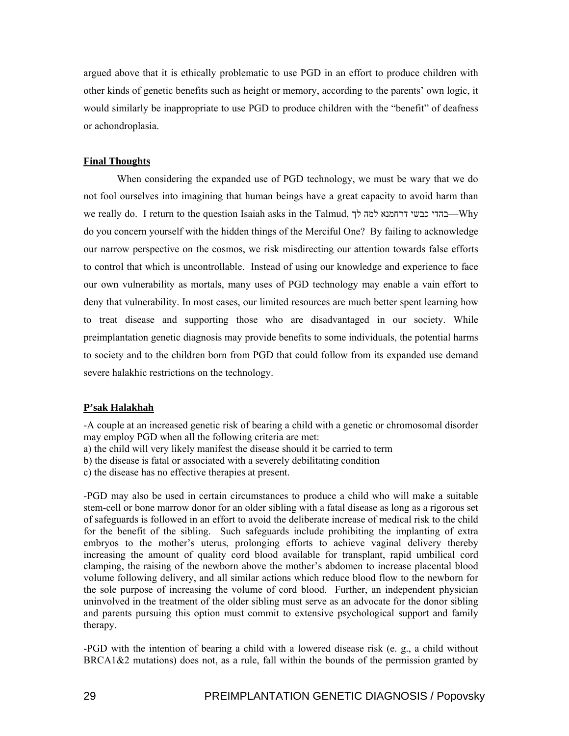argued above that it is ethically problematic to use PGD in an effort to produce children with other kinds of genetic benefits such as height or memory, according to the parents' own logic, it would similarly be inappropriate to use PGD to produce children with the "benefit" of deafness or achondroplasia.

**Final Thoughts**

When considering the expanded use of PGD technology, we must be wary that we do not fool ourselves into imagining that human beings have a great capacity to avoid harm than we really do. I return to the question Isaiah asks in the Talmud, בהדי כבשי דרחמנא למה לך—Why do you concern yourself with the hidden things of the Merciful One? By failing to acknowledge our narrow perspective on the cosmos, we risk misdirecting our attention towards false efforts to control that which is uncontrollable. Instead of using our knowledge and experience to face our own vulnerability as mortals, many uses of PGD technology may enable a vain effort to deny that vulnerability. In most cases, our limited resources are much better spent learning how to treat disease and supporting those who are disadvantaged in our society. While preimplantation genetic diagnosis may provide benefits to some individuals, the potential harms to society and to the children born from PGD that could follow from its expanded use demand severe halakhic restrictions on the technology.

**P'sak Halakhah**

-A couple at an increased genetic risk of bearing a child with a genetic or chromosomal disorder may employ PGD when all the following criteria are met:
a) the child will very likely manifest the disease should it be carried to term
b) the disease is fatal or associated with a severely debilitating condition
c) the disease has no effective therapies at present.

-PGD may also be used in certain circumstances to produce a child who will make a suitable stem-cell or bone marrow donor for an older sibling with a fatal disease as long as a rigorous set of safeguards is followed in an effort to avoid the deliberate increase of medical risk to the child for the benefit of the sibling. Such safeguards include prohibiting the implanting of extra embryos to the mother's uterus, prolonging efforts to achieve vaginal delivery thereby increasing the amount of quality cord blood available for transplant, rapid umbilical cord clamping, the raising of the newborn above the mother's abdomen to increase placental blood volume following delivery, and all similar actions which reduce blood flow to the newborn for the sole purpose of increasing the volume of cord blood. Further, an independent physician uninvolved in the treatment of the older sibling must serve as an advocate for the donor sibling and parents pursuing this option must commit to extensive psychological support and family therapy.

-PGD with the intention of bearing a child with a lowered disease risk (e. g., a child without BRCA1&2 mutations) does not, as a rule, fall within the bounds of the permission granted by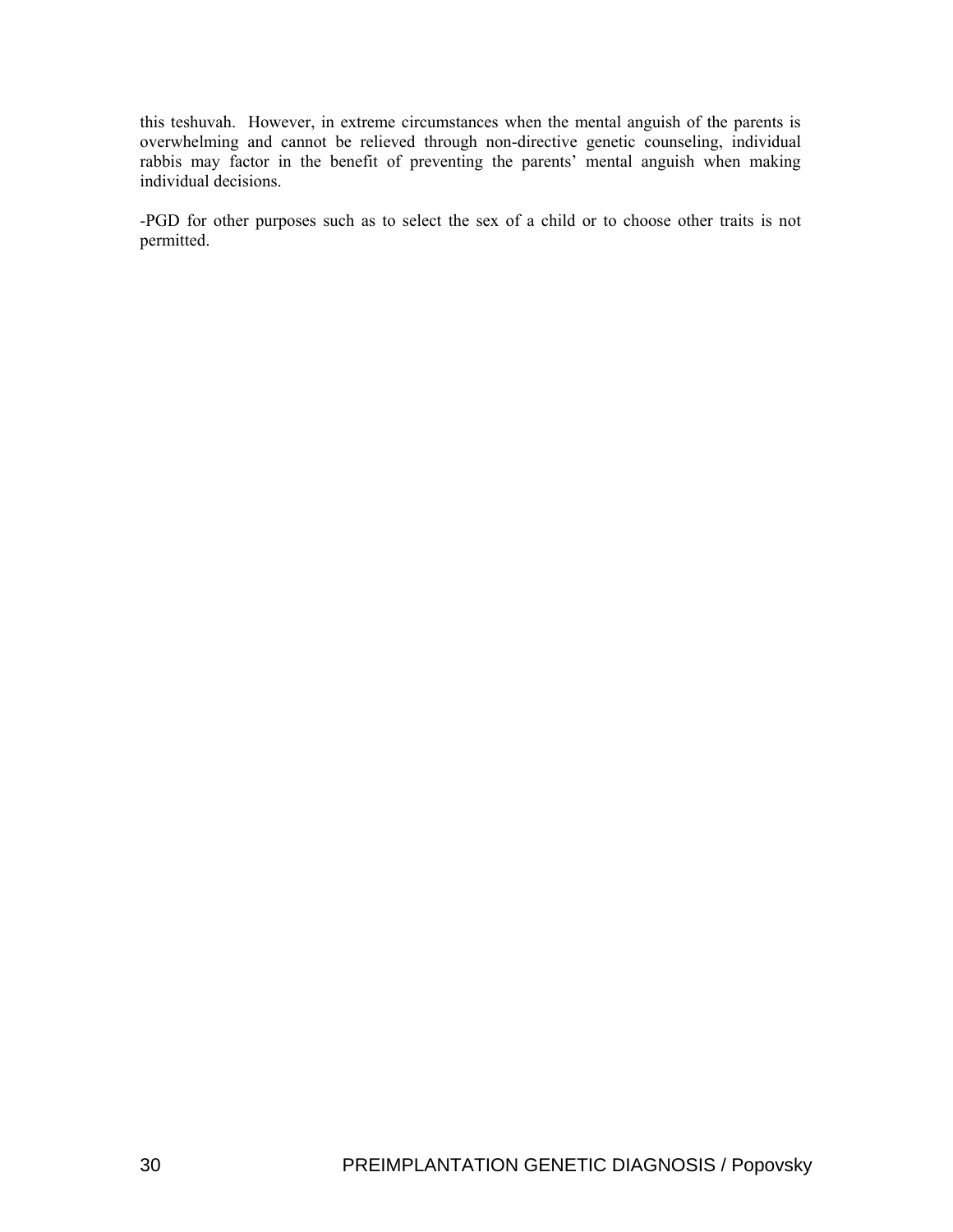this teshuvah. However, in extreme circumstances when the mental anguish of the parents is overwhelming and cannot be relieved through non-directive genetic counseling, individual rabbis may factor in the benefit of preventing the parents' mental anguish when making individual decisions.

-PGD for other purposes such as to select the sex of a child or to choose other traits is not permitted.